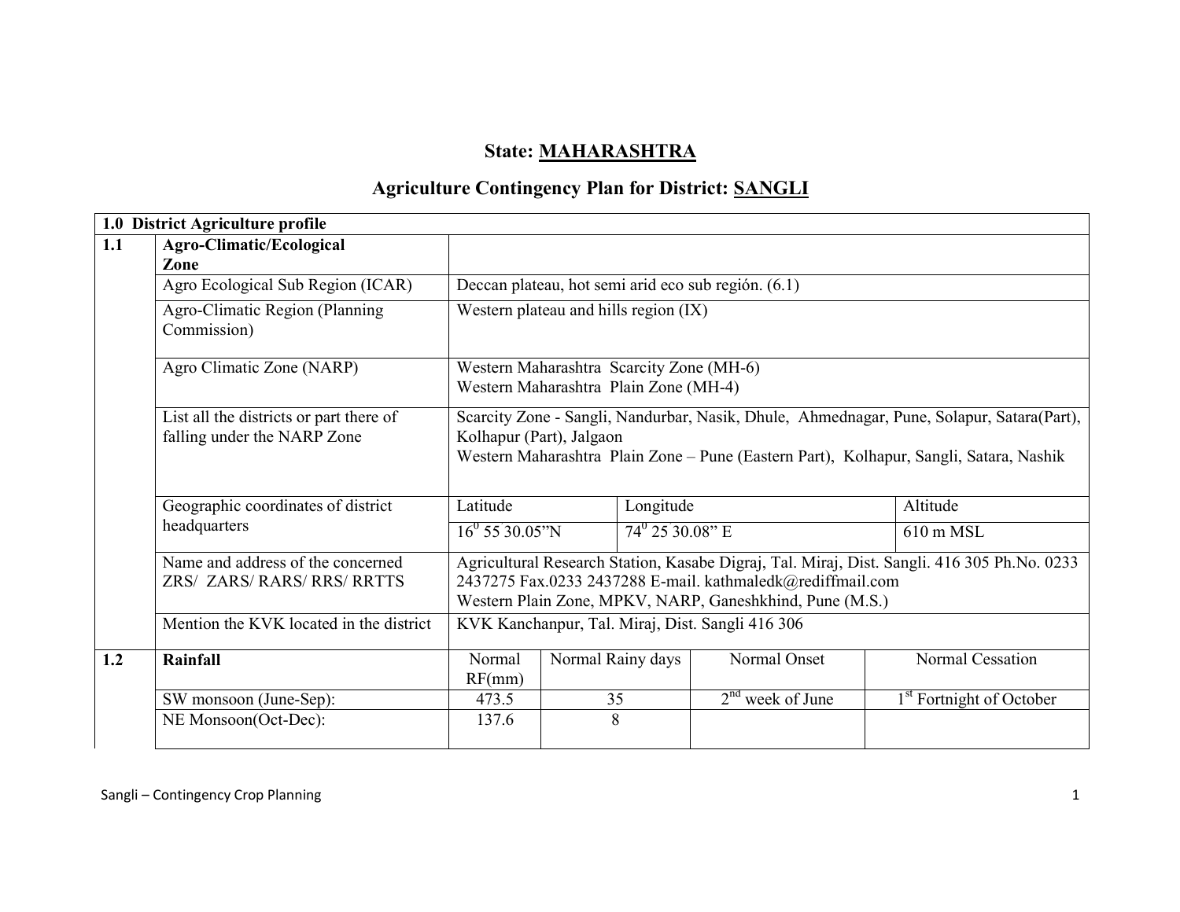# State: MAHARASHTRA

## Agriculture Contingency Plan for District: SANGLI

| 1.0 District Agriculture profile | | | | | |
|---|---|---|---|---|---|
| 1.1 | **Agro-Climatic/Ecological Zone** | | | | |
| | Agro Ecological Sub Region (ICAR) | Deccan plateau, hot semi arid eco sub región. (6.1) | | | |
| | Agro-Climatic Region (Planning Commission) | Western plateau and hills region (IX) | | | |
| | Agro Climatic Zone (NARP) | Western Maharashtra Scarcity Zone (MH-6)<br>Western Maharashtra Plain Zone (MH-4) | | | |
| | List all the districts or part there of falling under the NARP Zone | Scarcity Zone - Sangli, Nandurbar, Nasik, Dhule, Ahmednagar, Pune, Solapur, Satara(Part), Kolhapur (Part), Jalgaon<br>Western Maharashtra Plain Zone – Pune (Eastern Part), Kolhapur, Sangli, Satara, Nashik | | | |
| | Geographic coordinates of district headquarters | Latitude | Longitude | | Altitude |
| | | $16^0$ 55 30.05"N | $74^0$ 25 30.08" E | | 610 m MSL |
| | Name and address of the concerned ZRS/ ZARS/ RARS/ RRS/ RRTTS | Agricultural Research Station, Kasabe Digraj, Tal. Miraj, Dist. Sangli. 416 305 Ph.No. 0233 2437275 Fax.0233 2437288 E-mail. kathmaledk@rediffmail.com<br>Western Plain Zone, MPKV, NARP, Ganeshkhind, Pune (M.S.) | | | |
| | Mention the KVK located in the district | KVK Kanchanpur, Tal. Miraj, Dist. Sangli 416 306 | | | |
| 1.2 | **Rainfall** | Normal RF(mm) | Normal Rainy days | Normal Onset | Normal Cessation |
| | SW monsoon (June-Sep): | 473.5 | 35 | 2nd week of June | 1st Fortnight of October |
| | NE Monsoon(Oct-Dec): | 137.6 | 8 | | |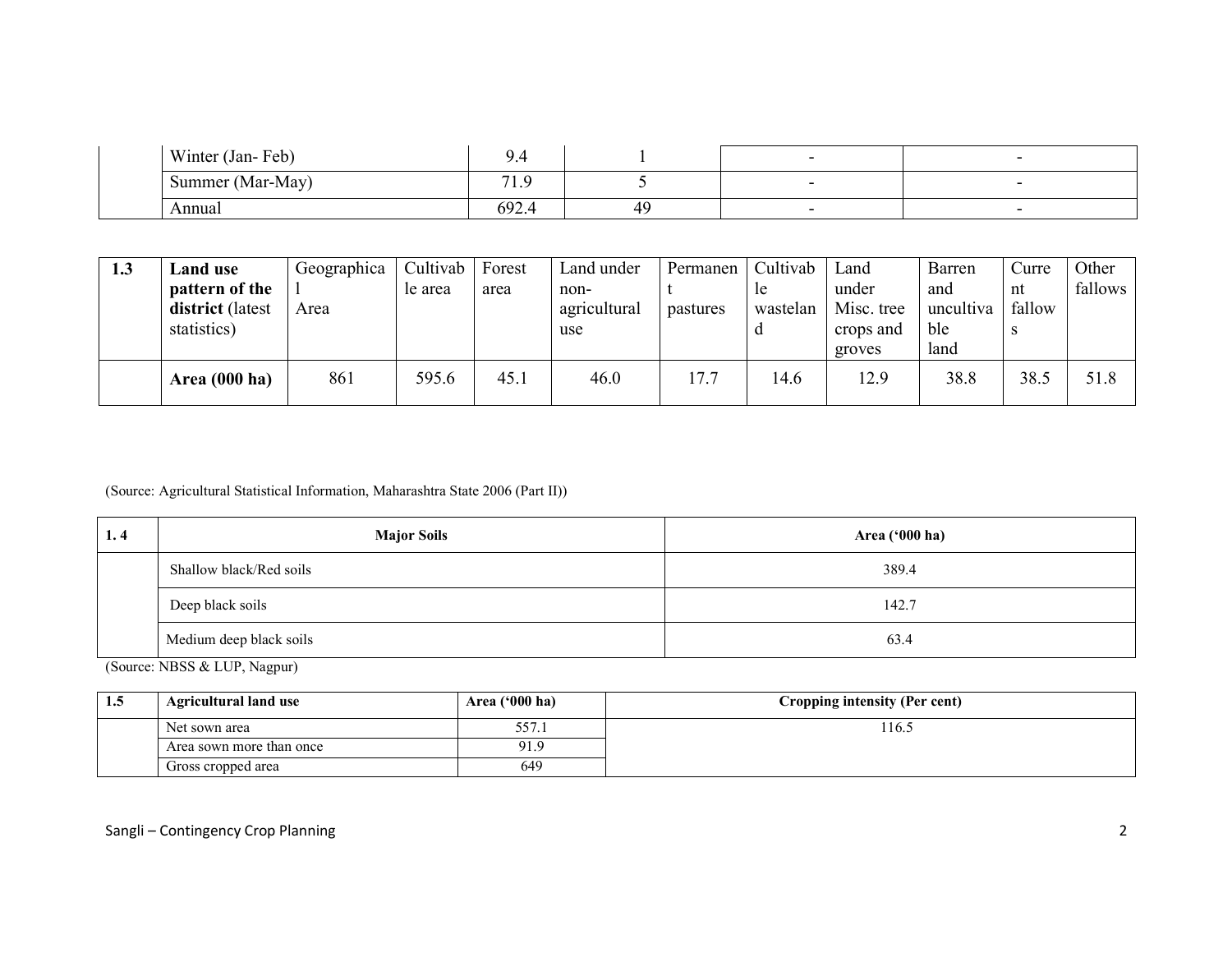| | | | | | |
|---|---|---|---|---|---|
| | Winter (Jan- Feb) | 9.4 | 1 | - | - |
| | Summer (Mar-May) | 71.9 | 5 | - | - |
| | Annual | 692.4 | 49 | - | - |

| 1.3 | **Land use pattern of the district** (latest statistics) | Geographical Area | Cultivable area | Forest area | Land under non-agricultural use | Permanent pastures | Cultivable wasteland | Land under Misc. tree crops and groves | Barren and uncultivable land | Current fallows | Other fallows |
|---|---|---|---|---|---|---|---|---|---|---|---|
| | **Area (000 ha)** | 861 | 595.6 | 45.1 | 46.0 | 17.7 | 14.6 | 12.9 | 38.8 | 38.5 | 51.8 |

(Source: Agricultural Statistical Information, Maharashtra State 2006 (Part II))

| 1. 4 | **Major Soils** | **Area ('000 ha)** |
|---|---|---|
| | Shallow black/Red soils | 389.4 |
| | Deep black soils | 142.7 |
| | Medium deep black soils | 63.4 |

(Source: NBSS & LUP, Nagpur)

| 1.5 | **Agricultural land use** | **Area ('000 ha)** | **Cropping intensity (Per cent)** |
|---|---|---|---|
| | Net sown area | 557.1 | 116.5 |
| | Area sown more than once | 91.9 | |
| | Gross cropped area | 649 | |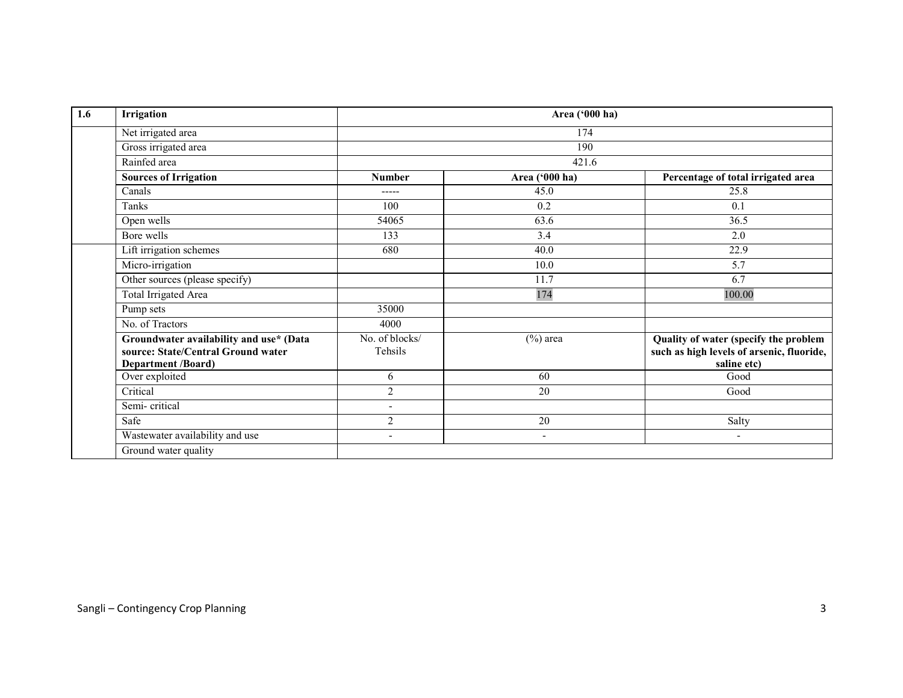| 1.6 | Irrigation | Area ('000 ha) | | |
|---|---|---|---|---|
| | Net irrigated area | 174 | | |
| | Gross irrigated area | 190 | | |
| | Rainfed area | 421.6 | | |
| | **Sources of Irrigation** | **Number** | **Area ('000 ha)** | **Percentage of total irrigated area** |
| | Canals | ----- | 45.0 | 25.8 |
| | Tanks | 100 | 0.2 | 0.1 |
| | Open wells | 54065 | 63.6 | 36.5 |
| | Bore wells | 133 | 3.4 | 2.0 |
| | Lift irrigation schemes | 680 | 40.0 | 22.9 |
| | Micro-irrigation | | 10.0 | 5.7 |
| | Other sources (please specify) | | 11.7 | 6.7 |
| | Total Irrigated Area | | 174 | 100.00 |
| | Pump sets | 35000 | | |
| | No. of Tractors | 4000 | | |
| | **Groundwater availability and use* (Data source: State/Central Ground water Department /Board)** | No. of blocks/ Tehsils | (%) area | **Quality of water (specify the problem such as high levels of arsenic, fluoride, saline etc)** |
| | Over exploited | 6 | 60 | Good |
| | Critical | 2 | 20 | Good |
| | Semi- critical | - | | |
| | Safe | 2 | 20 | Salty |
| | Wastewater availability and use | - | - | - |
| | Ground water quality | | | |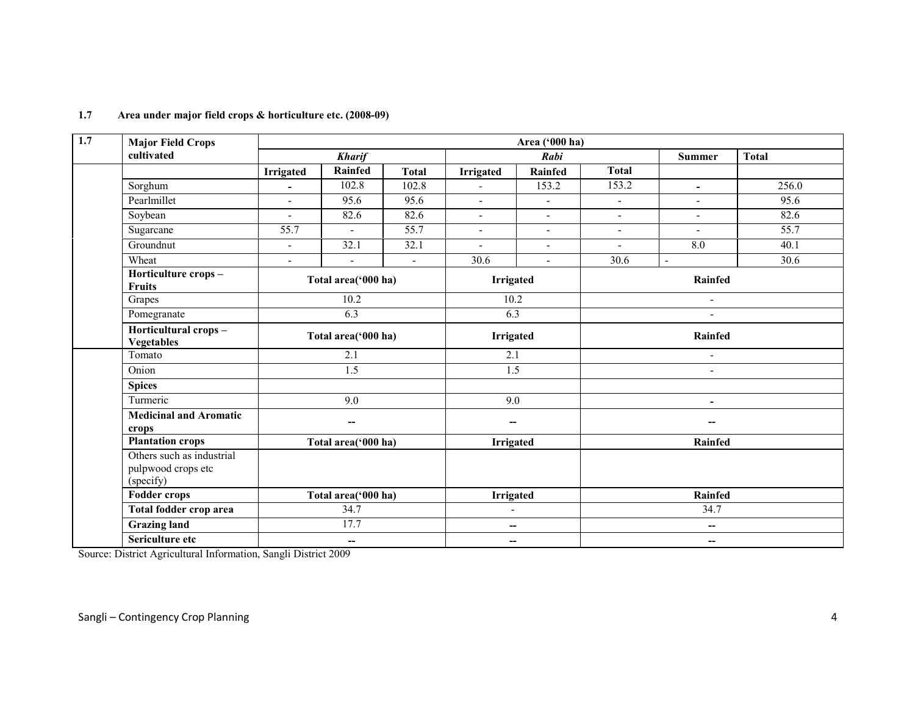**1.7 Area under major field crops & horticulture etc. (2008-09)**

| 1.7 | Major Field Crops cultivated | Area ('000 ha) | | | | | | | |
|---|---|---|---|---|---|---|---|---|---|
| | | *Kharif* | | | *Rabi* | | | Summer | Total |
| | | **Irrigated** | **Rainfed** | **Total** | **Irrigated** | **Rainfed** | **Total** | | |
| | Sorghum | - | 102.8 | 102.8 | - | 153.2 | 153.2 | - | 256.0 |
| | Pearlmillet | - | 95.6 | 95.6 | - | - | - | - | 95.6 |
| | Soybean | - | 82.6 | 82.6 | - | - | - | - | 82.6 |
| | Sugarcane | 55.7 | - | 55.7 | - | - | - | - | 55.7 |
| | Groundnut | - | 32.1 | 32.1 | - | - | - | 8.0 | 40.1 |
| | Wheat | - | - | - | 30.6 | - | 30.6 | - | 30.6 |
| | **Horticulture crops – Fruits** | **Total area('000 ha)** | | | **Irrigated** | | **Rainfed** | | |
| | Grapes | 10.2 | | | 10.2 | | - | | |
| | Pomegranate | 6.3 | | | 6.3 | | - | | |
| | **Horticultural crops – Vegetables** | **Total area('000 ha)** | | | **Irrigated** | | **Rainfed** | | |
| | Tomato | 2.1 | | | 2.1 | | - | | |
| | Onion | 1.5 | | | 1.5 | | - | | |
| | **Spices** | | | | | | | | |
| | Turmeric | 9.0 | | | 9.0 | | - | | |
| | **Medicinal and Aromatic crops** | -- | | | -- | | -- | | |
| | **Plantation crops** | **Total area('000 ha)** | | | **Irrigated** | | **Rainfed** | | |
| | Others such as industrial pulpwood crops etc (specify) | | | | | | | | |
| | **Fodder crops** | **Total area('000 ha)** | | | **Irrigated** | | **Rainfed** | | |
| | **Total fodder crop area** | 34.7 | | | - | | 34.7 | | |
| | **Grazing land** | 17.7 | | | -- | | -- | | |
| | **Sericulture etc** | -- | | | -- | | -- | | |

Source: District Agricultural Information, Sangli District 2009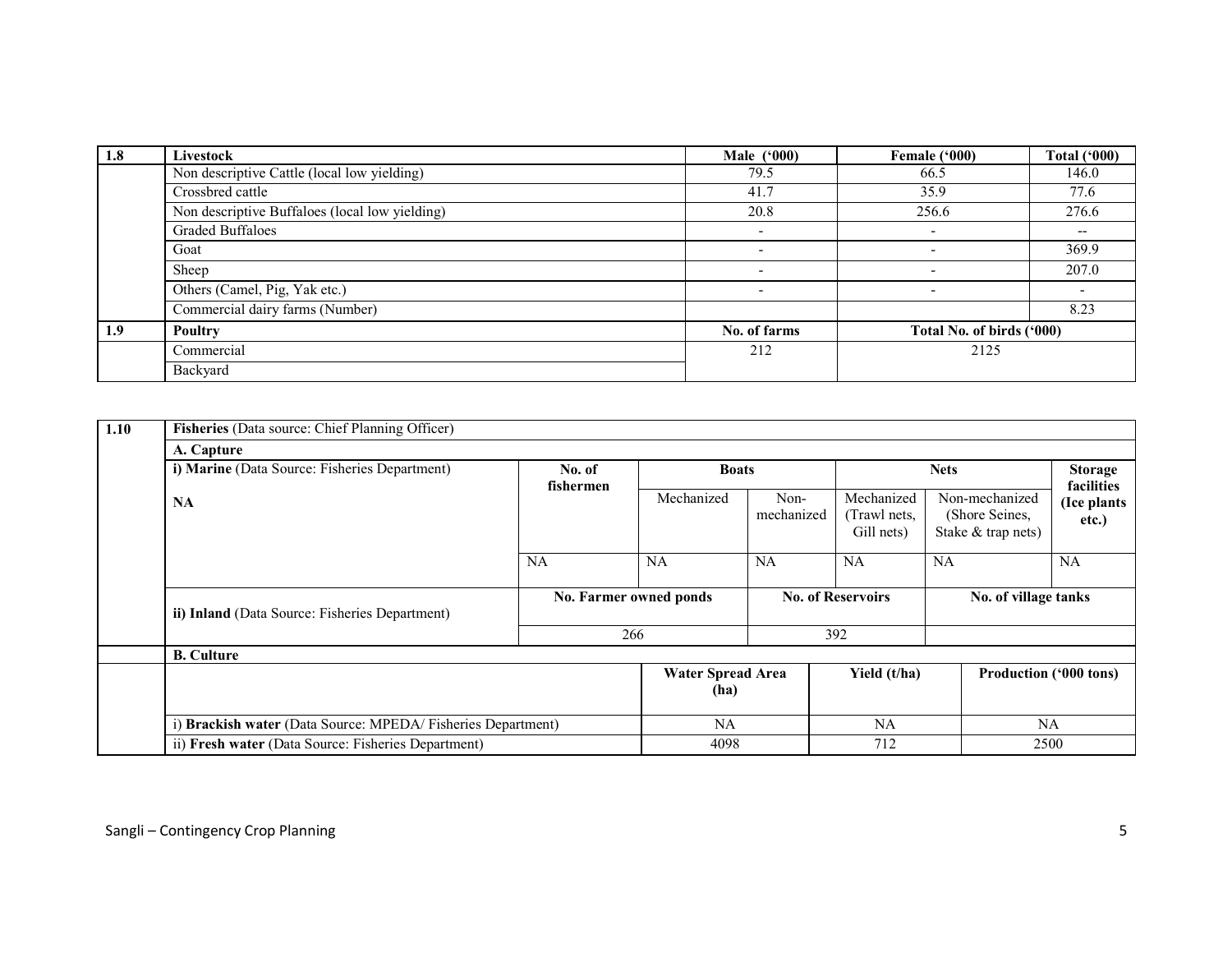| 1.8 | Livestock | Male ('000) | Female ('000) | Total ('000) |
|---|---|---|---|---|
| | Non descriptive Cattle (local low yielding) | 79.5 | 66.5 | 146.0 |
| | Crossbred cattle | 41.7 | 35.9 | 77.6 |
| | Non descriptive Buffaloes (local low yielding) | 20.8 | 256.6 | 276.6 |
| | Graded Buffaloes | - | - | -- |
| | Goat | - | - | 369.9 |
| | Sheep | - | - | 207.0 |
| | Others (Camel, Pig, Yak etc.) | - | - | - |
| | Commercial dairy farms (Number) | | | 8.23 |
| **1.9** | **Poultry** | **No. of farms** | **Total No. of birds ('000)** | |
| | Commercial | 212 | 2125 | |
| | Backyard | | | |

| 1.10 | Fisheries (Data source: Chief Planning Officer) | | | | | | |
|---|---|---|---|---|---|---|---|
| | **A. Capture** | | | | | | |
| | **i) Marine** (Data Source: Fisheries Department) | No. of fishermen | Boats | | Nets | | Storage facilities (Ice plants etc.) |
| | **NA** | | Mechanized | Non-mechanized | Mechanized (Trawl nets, Gill nets) | Non-mechanized (Shore Seines, Stake & trap nets) | |
| | | NA | NA | NA | NA | NA | NA |
| | **ii) Inland** (Data Source: Fisheries Department) | No. Farmer owned ponds | | No. of Reservoirs | | No. of village tanks | |
| | | 266 | | 392 | | | |
| | **B. Culture** | | | | | | |
| | | | Water Spread Area (ha) | | Yield (t/ha) | Production ('000 tons) | |
| | i) **Brackish water** (Data Source: MPEDA/ Fisheries Department) | | NA | | NA | NA | |
| | ii) **Fresh water** (Data Source: Fisheries Department) | | 4098 | | 712 | 2500 | |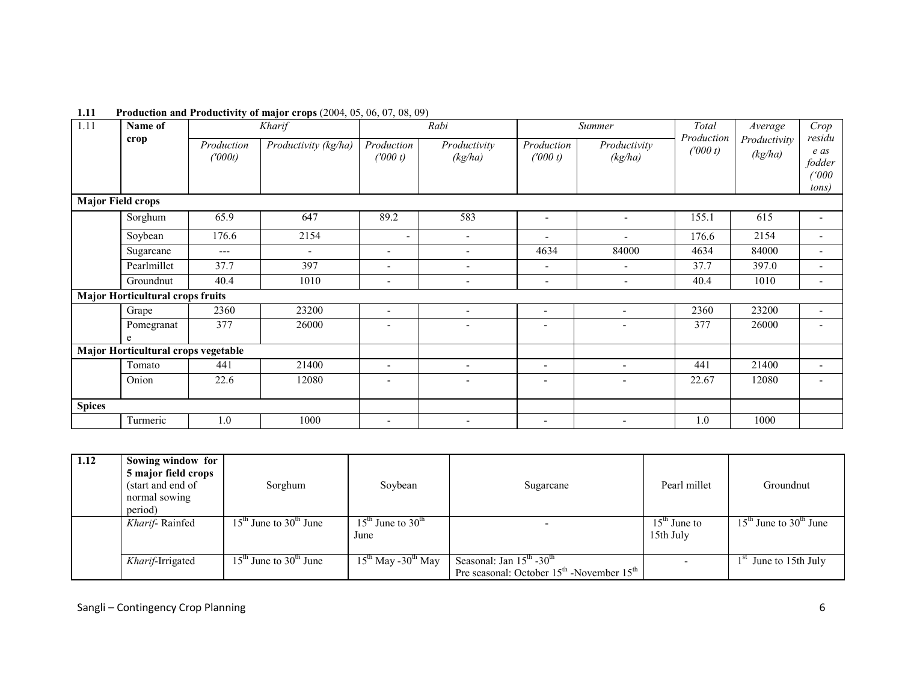**1.11 Production and Productivity of major crops** (2004, 05, 06, 07, 08, 09)

| 1.11 | Name of crop | *Kharif* | | *Rabi* | | *Summer* | | *Total Production ('000 t)* | *Average Productivity (kg/ha)* | *Crop residue as fodder ('000 tons)* |
|---|---|---|---|---|---|---|---|---|---|---|
| | | *Production ('000t)* | *Productivity (kg/ha)* | *Production ('000 t)* | *Productivity (kg/ha)* | *Production ('000 t)* | *Productivity (kg/ha)* | | | |
| **Major Field crops** | | | | | | | | | | |
| | Sorghum | 65.9 | 647 | 89.2 | 583 | - | - | 155.1 | 615 | - |
| | Soybean | 176.6 | 2154 | - | - | - | - | 176.6 | 2154 | - |
| | Sugarcane | --- | - | - | - | 4634 | 84000 | 4634 | 84000 | - |
| | Pearlmillet | 37.7 | 397 | - | - | - | - | 37.7 | 397.0 | - |
| | Groundnut | 40.4 | 1010 | - | - | - | - | 40.4 | 1010 | - |
| **Major Horticultural crops fruits** | | | | | | | | | | |
| | Grape | 2360 | 23200 | - | - | - | - | 2360 | 23200 | - |
| | Pomegranate | 377 | 26000 | - | - | - | - | 377 | 26000 | - |
| **Major Horticultural crops vegetable** | | | | | | | | | | |
| | Tomato | 441 | 21400 | - | - | - | - | 441 | 21400 | - |
| | Onion | 22.6 | 12080 | - | - | - | - | 22.67 | 12080 | - |
| **Spices** | | | | | | | | | | |
| | Turmeric | 1.0 | 1000 | - | - | - | - | 1.0 | 1000 | |

| 1.12 | Sowing window for 5 major field crops (start and end of normal sowing period) | Sorghum | Soybean | Sugarcane | Pearl millet | Groundnut |
|---|---|---|---|---|---|---|
| | *Kharif*- Rainfed | 15th June to 30th June | 15th June to 30th June | - | 15th June to 15th July | 15th June to 30th June |
| | *Kharif*-Irrigated | 15th June to 30th June | 15th May -30th May | Seasonal: Jan 15th -30th<br>Pre seasonal: October 15th -November 15th | - | 1st June to 15th July |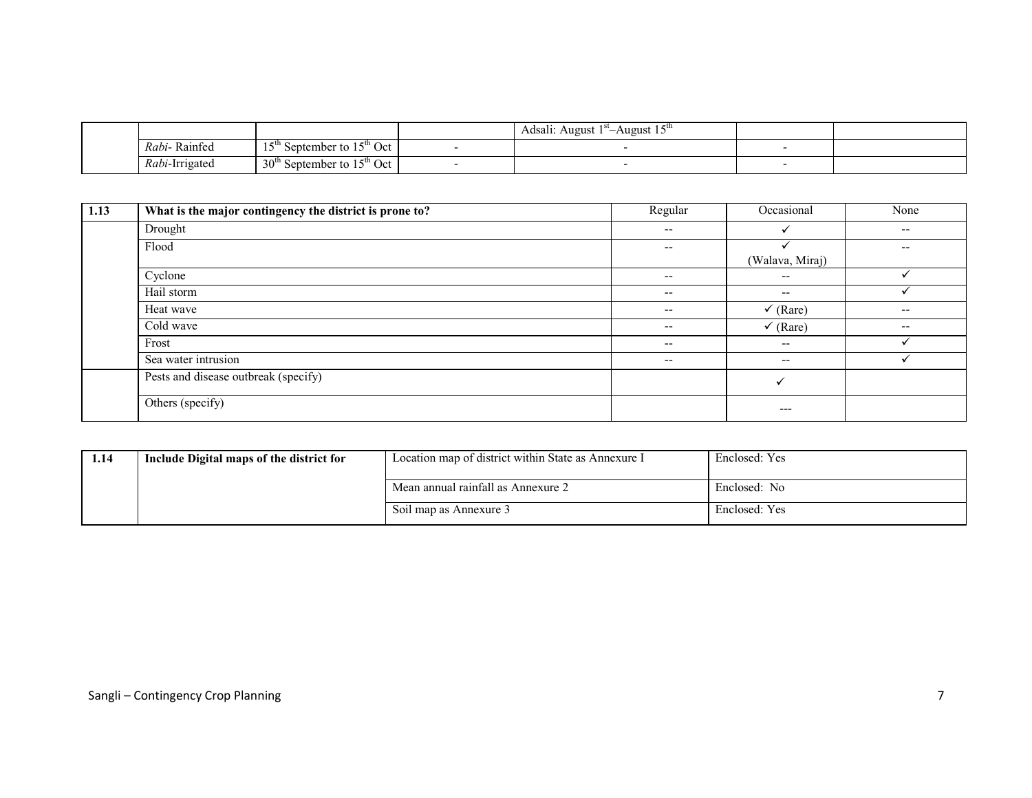| | | | | | | |
|---|---|---|---|---|---|---|
| | | | | Adsali: August 1st–August 15th | | |
| | *Rabi*- Rainfed | 15th September to 15th Oct | - | - | - | |
| | *Rabi*-Irrigated | 30th September to 15th Oct | - | - | - | |

| 1.13 | **What is the major contingency the district is prone to?** | Regular | Occasional | None |
|---|---|---|---|---|
| | Drought | -- | ✓ | -- |
| | Flood | -- | ✓ (Walava, Miraj) | -- |
| | Cyclone | -- | -- | ✓ |
| | Hail storm | -- | -- | ✓ |
| | Heat wave | -- | ✓ (Rare) | -- |
| | Cold wave | -- | ✓ (Rare) | -- |
| | Frost | -- | -- | ✓ |
| | Sea water intrusion | -- | -- | ✓ |
| | Pests and disease outbreak (specify) | | ✓ | |
| | Others (specify) | | --- | |

| 1.14 | **Include Digital maps of the district for** | Location map of district within State as Annexure I | Enclosed: Yes |
|---|---|---|---|
| | | Mean annual rainfall as Annexure 2 | Enclosed: No |
| | | Soil map as Annexure 3 | Enclosed: Yes |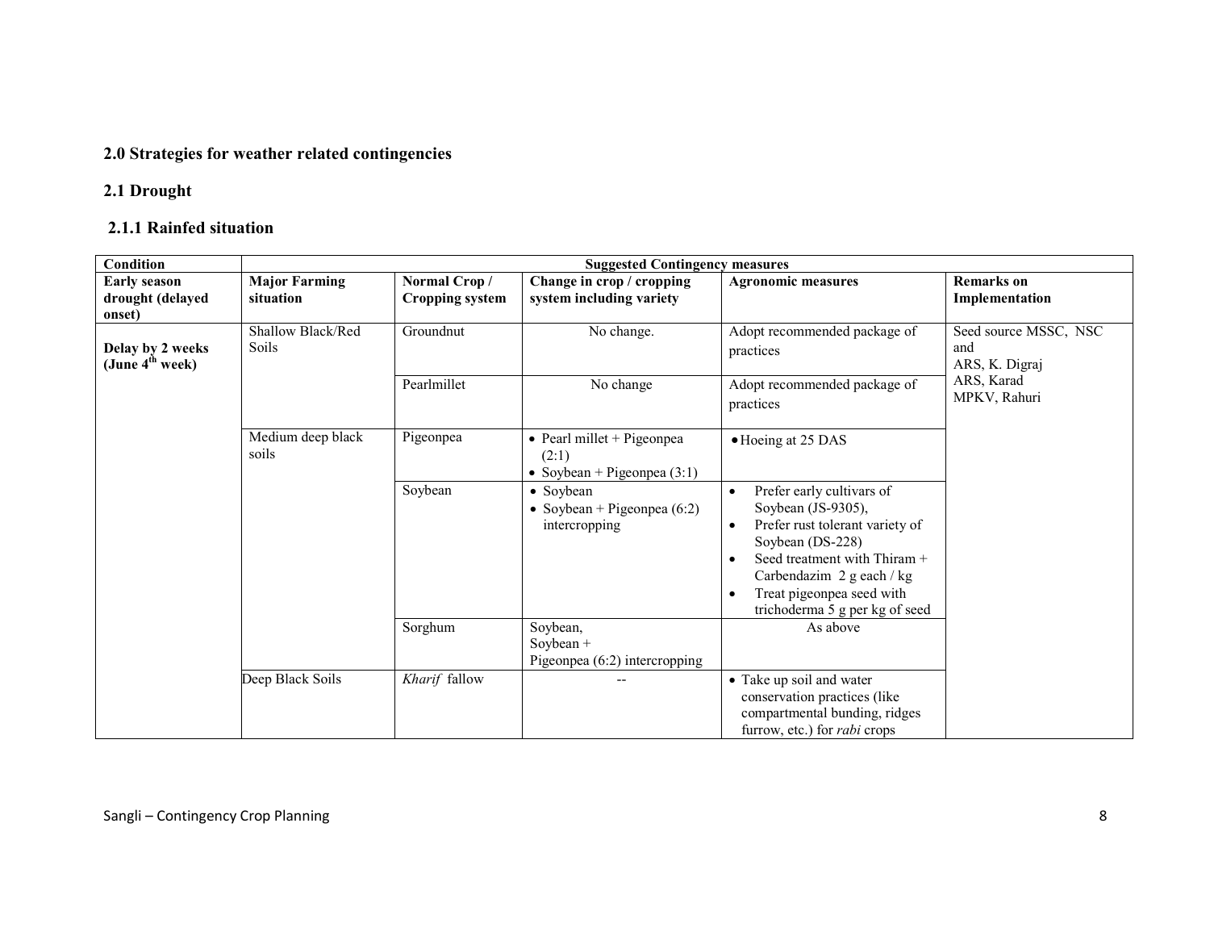## 2.0 Strategies for weather related contingencies

### 2.1 Drought

#### 2.1.1 Rainfed situation

| Condition | Suggested Contingency measures | | | | |
|---|---|---|---|---|---|
| **Early season drought (delayed onset)** | **Major Farming situation** | **Normal Crop / Cropping system** | **Change in crop / cropping system including variety** | **Agronomic measures** | **Remarks on Implementation** |
| **Delay by 2 weeks (June 4th week)** | Shallow Black/Red Soils | Groundnut | No change. | Adopt recommended package of practices | Seed source MSSC, NSC and ARS, K. Digraj ARS, Karad MPKV, Rahuri |
| | | Pearlmillet | No change | Adopt recommended package of practices | |
| | Medium deep black soils | Pigeonpea | • Pearl millet + Pigeonpea (2:1)<br>• Soybean + Pigeonpea (3:1) | • Hoeing at 25 DAS | |
| | | Soybean | • Soybean<br>• Soybean + Pigeonpea (6:2) intercropping | • Prefer early cultivars of Soybean (JS-9305),<br>• Prefer rust tolerant variety of Soybean (DS-228)<br>• Seed treatment with Thiram + Carbendazim 2 g each / kg<br>• Treat pigeonpea seed with trichoderma 5 g per kg of seed | |
| | | Sorghum | Soybean,<br>Soybean +<br>Pigeonpea (6:2) intercropping | As above | |
| | Deep Black Soils | *Kharif* fallow | -- | • Take up soil and water conservation practices (like compartmental bunding, ridges furrow, etc.) for *rabi* crops | |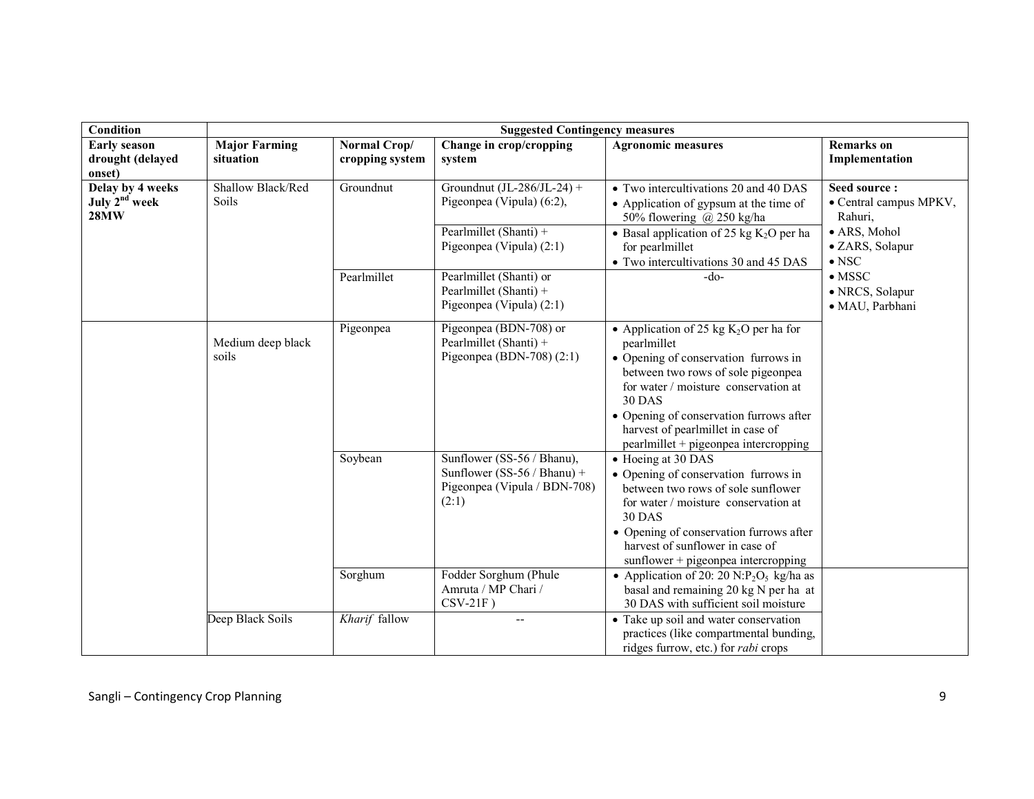| Condition | Suggested Contingency measures | | | | |
|---|---|---|---|---|---|
| **Early season drought (delayed onset)** | **Major Farming situation** | **Normal Crop/ cropping system** | **Change in crop/cropping system** | **Agronomic measures** | **Remarks on Implementation** |
| **Delay by 4 weeks July 2[nd] week 28MW** | Shallow Black/Red Soils | Groundnut | Groundnut (JL-286/JL-24) + Pigeonpea (Vipula) (6:2), | • Two intercultivations 20 and 40 DAS<br>• Application of gypsum at the time of 50% flowering @ 250 kg/ha | **Seed source :**<br>• Central campus MPKV, Rahuri,<br>• ARS, Mohol<br>• ZARS, Solapur<br>• NSC<br>• MSSC<br>• NRCS, Solapur<br>• MAU, Parbhani |
| | | | Pearlmillet (Shanti) + Pigeonpea (Vipula) (2:1) | • Basal application of 25 kg $K_2O$ per ha for pearlmillet<br>• Two intercultivations 30 and 45 DAS | |
| | | Pearlmillet | Pearlmillet (Shanti) or Pearlmillet (Shanti) + Pigeonpea (Vipula) (2:1) | -do- | |
| | Medium deep black soils | Pigeonpea | Pigeonpea (BDN-708) or Pearlmillet (Shanti) + Pigeonpea (BDN-708) (2:1) | • Application of 25 kg $K_2O$ per ha for pearlmillet<br>• Opening of conservation furrows in between two rows of sole pigeonpea for water / moisture conservation at 30 DAS<br>• Opening of conservation furrows after harvest of pearlmillet in case of pearlmillet + pigeonpea intercropping | |
| | | Soybean | Sunflower (SS-56 / Bhanu), Sunflower (SS-56 / Bhanu) + Pigeonpea (Vipula / BDN-708) (2:1) | • Hoeing at 30 DAS<br>• Opening of conservation furrows in between two rows of sole sunflower for water / moisture conservation at 30 DAS<br>• Opening of conservation furrows after harvest of sunflower in case of sunflower + pigeonpea intercropping | |
| | | Sorghum | Fodder Sorghum (Phule Amruta / MP Chari / CSV-21F ) | • Application of 20: 20 $N:P_2O_5$ kg/ha as basal and remaining 20 kg N per ha at 30 DAS with sufficient soil moisture | |
| | Deep Black Soils | *Kharif* fallow | -- | • Take up soil and water conservation practices (like compartmental bunding, ridges furrow, etc.) for *rabi* crops | |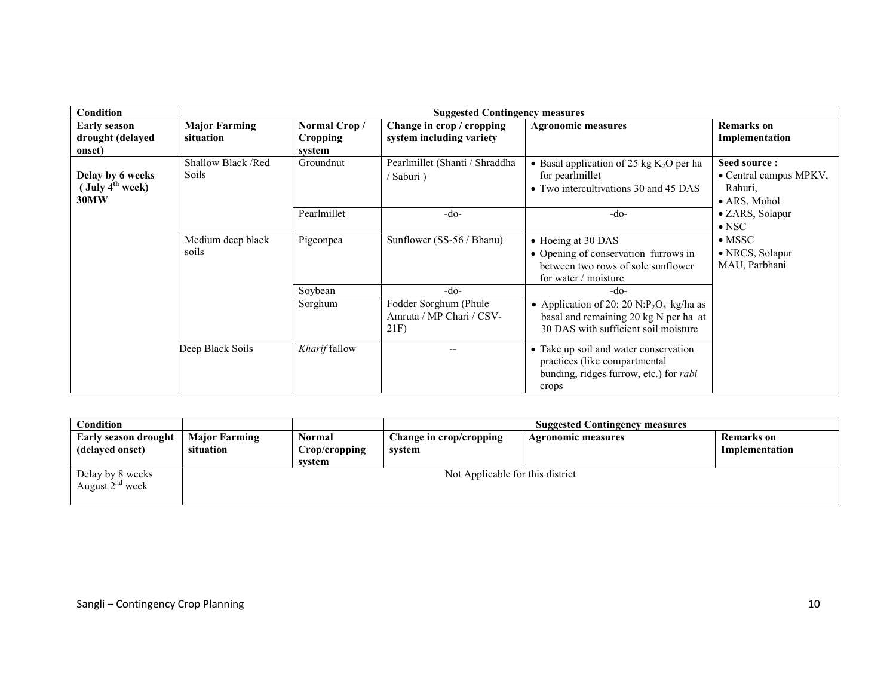| Condition | Suggested Contingency measures | | | | |
|---|---|---|---|---|---|
| **Early season drought (delayed onset)** | **Major Farming situation** | **Normal Crop / Cropping system** | **Change in crop / cropping system including variety** | **Agronomic measures** | **Remarks on Implementation** |
| **Delay by 6 weeks (July 4[th] week) 30MW** | Shallow Black /Red Soils | Groundnut | Pearlmillet (Shanti / Shraddha / Saburi ) | • Basal application of 25 kg $K_2O$ per ha for pearlmillet<br>• Two intercultivations 30 and 45 DAS | **Seed source :**<br>• Central campus MPKV, Rahuri,<br>• ARS, Mohol<br>• ZARS, Solapur<br>• NSC<br>• MSSC<br>• NRCS, Solapur MAU, Parbhani |
| | | Pearlmillet | -do- | -do- | |
| | Medium deep black soils | Pigeonpea | Sunflower (SS-56 / Bhanu) | • Hoeing at 30 DAS<br>• Opening of conservation furrows in between two rows of sole sunflower for water / moisture | |
| | | Soybean | -do- | -do- | |
| | | Sorghum | Fodder Sorghum (Phule Amruta / MP Chari / CSV-21F) | • Application of 20: 20 N:$P_2O_5$ kg/ha as basal and remaining 20 kg N per ha at 30 DAS with sufficient soil moisture | |
| | Deep Black Soils | *Kharif* fallow | -- | • Take up soil and water conservation practices (like compartmental bunding, ridges furrow, etc.) for *rabi* crops | |

| Condition | | | Suggested Contingency measures | | |
|---|---|---|---|---|---|
| **Early season drought (delayed onset)** | **Major Farming situation** | **Normal Crop/cropping system** | **Change in crop/cropping system** | **Agronomic measures** | **Remarks on Implementation** |
| Delay by 8 weeks August 2[nd] week | Not Applicable for this district | | | | |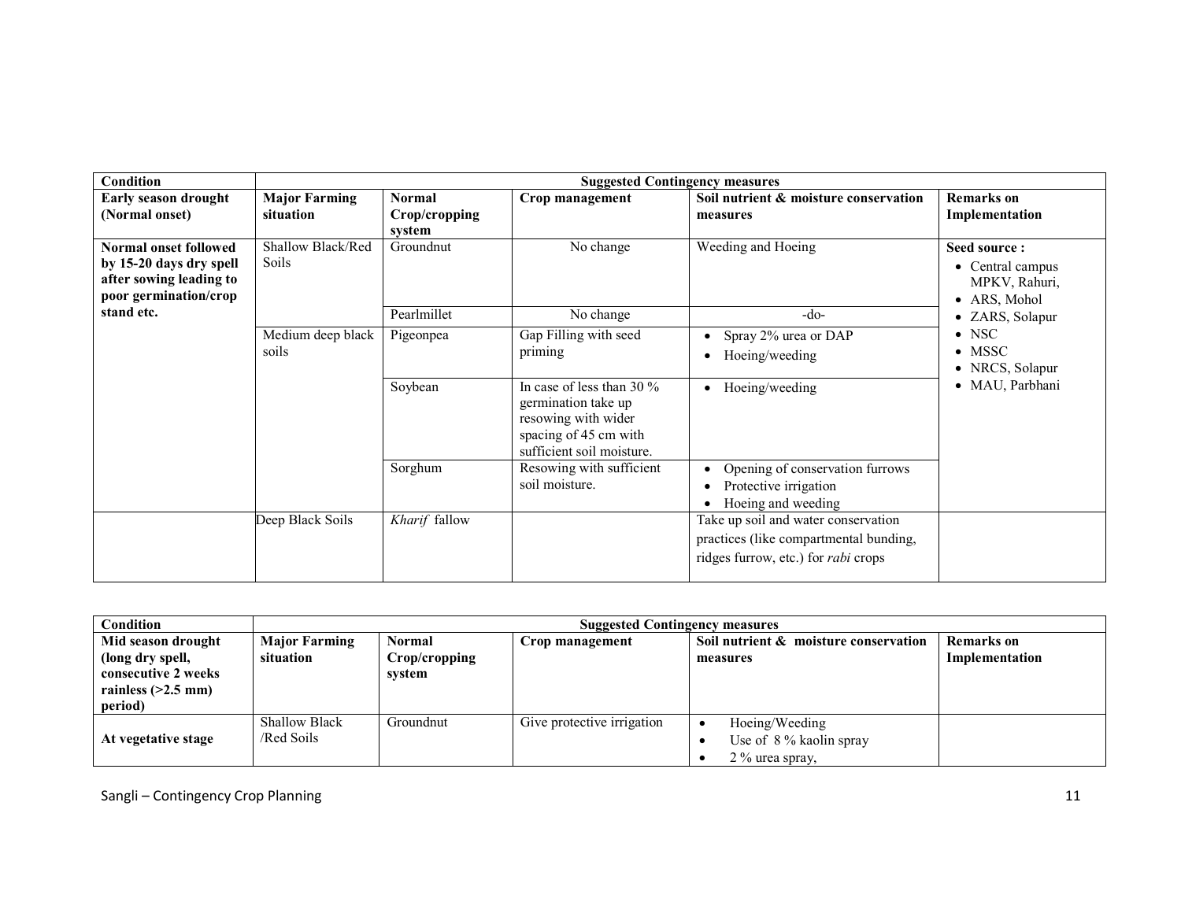| Condition | Suggested Contingency measures | | | | |
|---|---|---|---|---|---|
| **Early season drought (Normal onset)** | **Major Farming situation** | **Normal Crop/cropping system** | **Crop management** | **Soil nutrient & moisture conservation measures** | **Remarks on Implementation** |
| **Normal onset followed by 15-20 days dry spell after sowing leading to poor germination/crop stand etc.** | Shallow Black/Red Soils | Groundnut | No change | Weeding and Hoeing | **Seed source :** <br>• Central campus MPKV, Rahuri, <br>• ARS, Mohol <br>• ZARS, Solapur <br>• NSC <br>• MSSC <br>• NRCS, Solapur <br>• MAU, Parbhani |
| | | Pearlmillet | No change | -do- | |
| | Medium deep black soils | Pigeonpea | Gap Filling with seed priming | • Spray 2% urea or DAP <br>• Hoeing/weeding | |
| | | Soybean | In case of less than 30 % germination take up resowing with wider spacing of 45 cm with sufficient soil moisture. | • Hoeing/weeding | |
| | | Sorghum | Resowing with sufficient soil moisture. | • Opening of conservation furrows <br>• Protective irrigation <br>• Hoeing and weeding | |
| | Deep Black Soils | *Kharif* fallow | | Take up soil and water conservation practices (like compartmental bunding, ridges furrow, etc.) for *rabi* crops | |

| Condition | Suggested Contingency measures | | | | |
|---|---|---|---|---|---|
| **Mid season drought (long dry spell, consecutive 2 weeks rainless (>2.5 mm) period)** | **Major Farming situation** | **Normal Crop/cropping system** | **Crop management** | **Soil nutrient & moisture conservation measures** | **Remarks on Implementation** |
| **At vegetative stage** | Shallow Black /Red Soils | Groundnut | Give protective irrigation | • Hoeing/Weeding <br>• Use of 8 % kaolin spray <br>• 2 % urea spray, | |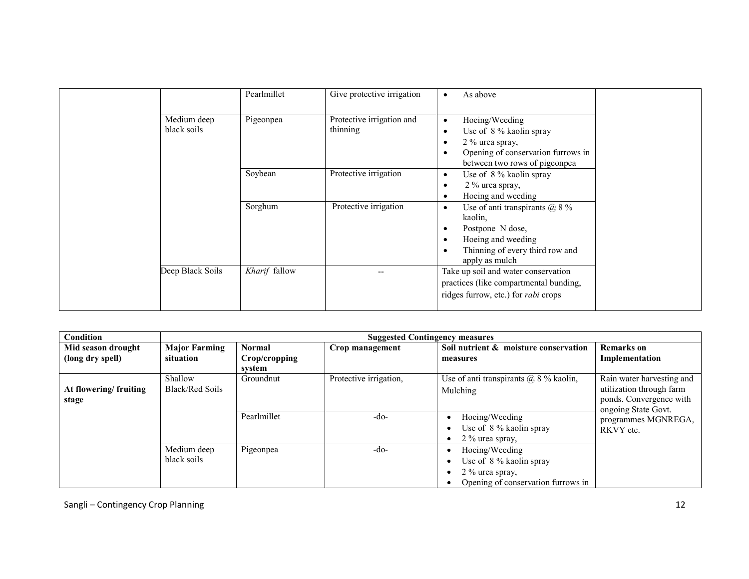| | | | | | |
|---|---|---|---|---|---|
| | | Pearlmillet | Give protective irrigation | • As above | |
| | Medium deep black soils | Pigeonpea | Protective irrigation and thinning | • Hoeing/Weeding<br>• Use of 8 % kaolin spray<br>• 2 % urea spray,<br>• Opening of conservation furrows in between two rows of pigeonpea | |
| | | Soybean | Protective irrigation | • Use of 8 % kaolin spray<br>• 2 % urea spray,<br>• Hoeing and weeding | |
| | | Sorghum | Protective irrigation | • Use of anti transpirants @ 8 % kaolin,<br>• Postpone N dose,<br>• Hoeing and weeding<br>• Thinning of every third row and apply as mulch | |
| | Deep Black Soils | *Kharif* fallow | -- | Take up soil and water conservation practices (like compartmental bunding, ridges furrow, etc.) for *rabi* crops | |

| **Condition** | **Suggested Contingency measures** | | | | |
|---|---|---|---|---|---|
| **Mid season drought (long dry spell)** | **Major Farming situation** | **Normal Crop/cropping system** | **Crop management** | **Soil nutrient & moisture conservation measures** | **Remarks on Implementation** |
| **At flowering/ fruiting stage** | Shallow Black/Red Soils | Groundnut | Protective irrigation, | Use of anti transpirants @ 8 % kaolin, Mulching | Rain water harvesting and utilization through farm ponds. Convergence with ongoing State Govt. programmes MGNREGA, RKVY etc. |
| | | Pearlmillet | -do- | • Hoeing/Weeding<br>• Use of 8 % kaolin spray<br>• 2 % urea spray, | |
| | Medium deep black soils | Pigeonpea | -do- | • Hoeing/Weeding<br>• Use of 8 % kaolin spray<br>• 2 % urea spray,<br>• Opening of conservation furrows in | |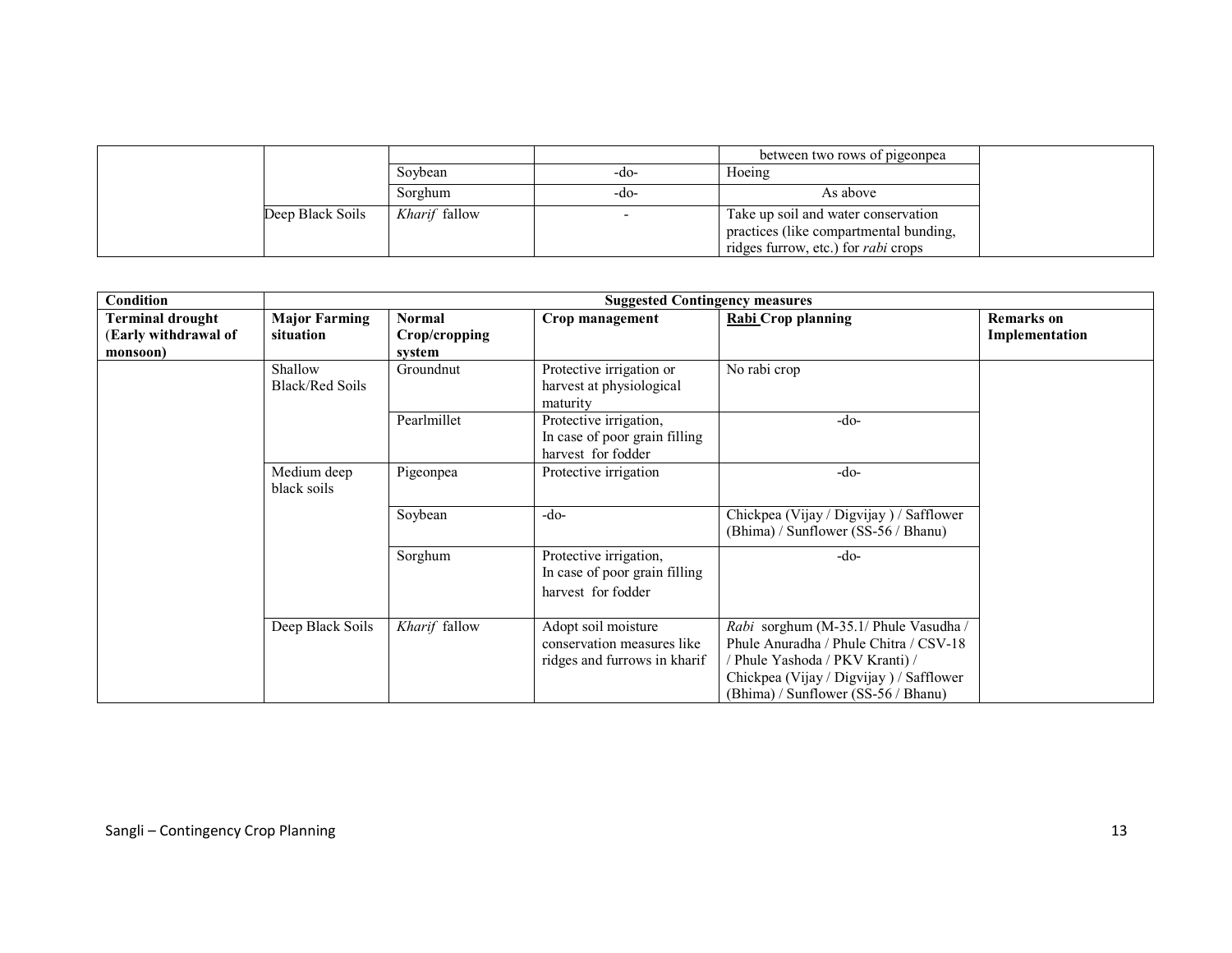| | | | | between two rows of pigeonpea | |
|---|---|---|---|---|---|
| | | Soybean | -do- | Hoeing | |
| | | Sorghum | -do- | As above | |
| | Deep Black Soils | *Kharif* fallow | - | Take up soil and water conservation practices (like compartmental bunding, ridges furrow, etc.) for *rabi* crops | |

| Condition | Suggested Contingency measures | | | | |
|---|---|---|---|---|---|
| **Terminal drought (Early withdrawal of monsoon)** | **Major Farming situation** | **Normal Crop/cropping system** | **Crop management** | **Rabi Crop planning** | **Remarks on Implementation** |
| | Shallow Black/Red Soils | Groundnut | Protective irrigation or harvest at physiological maturity | No rabi crop | |
| | | Pearlmillet | Protective irrigation, In case of poor grain filling harvest for fodder | -do- | |
| | Medium deep black soils | Pigeonpea | Protective irrigation | -do- | |
| | | Soybean | -do- | Chickpea (Vijay / Digvijay ) / Safflower (Bhima) / Sunflower (SS-56 / Bhanu) | |
| | | Sorghum | Protective irrigation, In case of poor grain filling harvest for fodder | -do- | |
| | Deep Black Soils | *Kharif* fallow | Adopt soil moisture conservation measures like ridges and furrows in kharif | *Rabi* sorghum (M-35.1/ Phule Vasudha / Phule Anuradha / Phule Chitra / CSV-18 / Phule Yashoda / PKV Kranti) / Chickpea (Vijay / Digvijay ) / Safflower (Bhima) / Sunflower (SS-56 / Bhanu) | |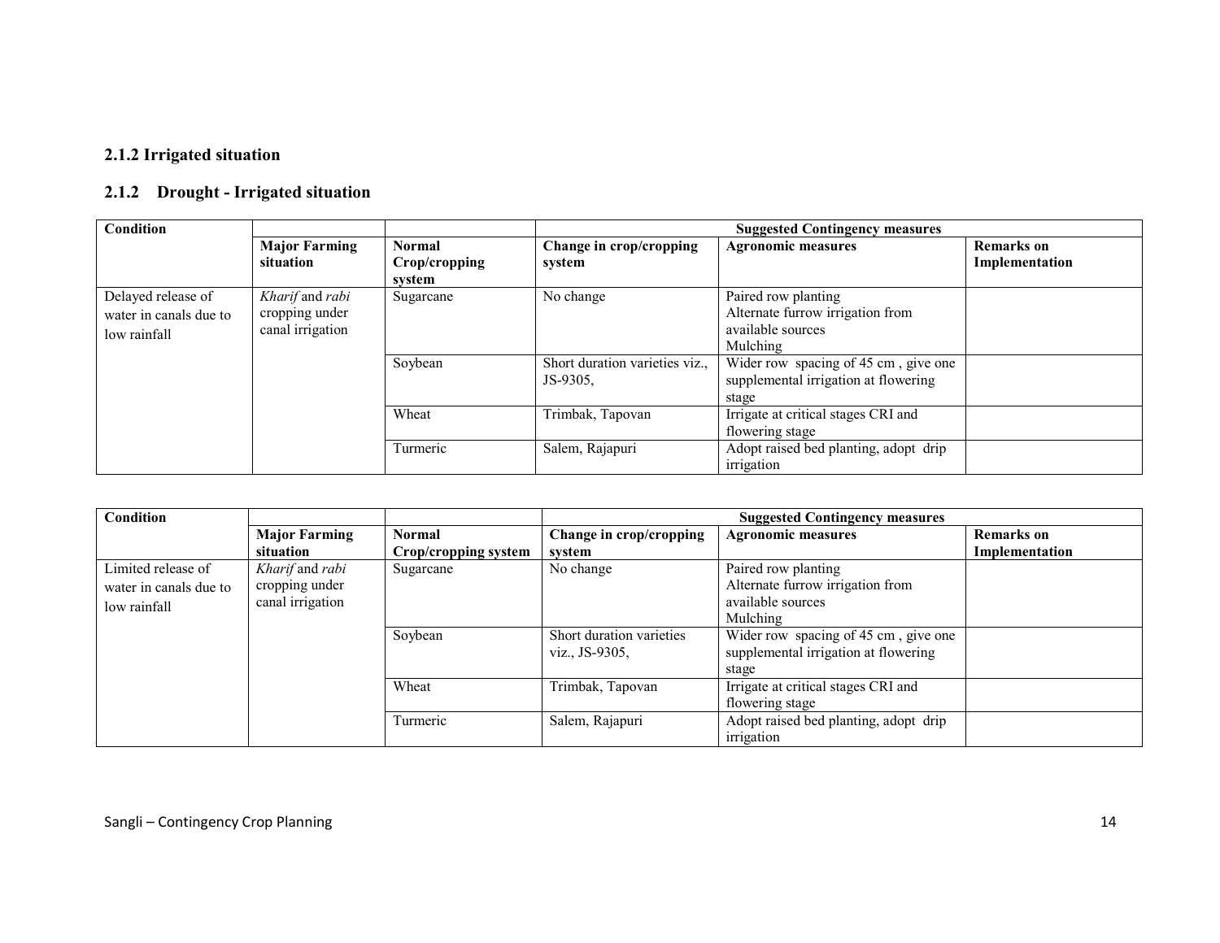### 2.1.2 Irrigated situation

### 2.1.2 Drought - Irrigated situation

| Condition | | | Suggested Contingency measures | | |
|---|---|---|---|---|---|
| | **Major Farming situation** | **Normal Crop/cropping system** | **Change in crop/cropping system** | **Agronomic measures** | **Remarks on Implementation** |
| Delayed release of water in canals due to low rainfall | *Kharif* and *rabi* cropping under canal irrigation | Sugarcane | No change | Paired row planting<br>Alternate furrow irrigation from available sources<br>Mulching | |
| | | Soybean | Short duration varieties viz., JS-9305, | Wider row spacing of 45 cm , give one supplemental irrigation at flowering stage | |
| | | Wheat | Trimbak, Tapovan | Irrigate at critical stages CRI and flowering stage | |
| | | Turmeric | Salem, Rajapuri | Adopt raised bed planting, adopt drip irrigation | |

| Condition | | | Suggested Contingency measures | | |
|---|---|---|---|---|---|
| | **Major Farming situation** | **Normal Crop/cropping system** | **Change in crop/cropping system** | **Agronomic measures** | **Remarks on Implementation** |
| Limited release of water in canals due to low rainfall | *Kharif* and *rabi* cropping under canal irrigation | Sugarcane | No change | Paired row planting<br>Alternate furrow irrigation from available sources<br>Mulching | |
| | | Soybean | Short duration varieties viz., JS-9305, | Wider row spacing of 45 cm , give one supplemental irrigation at flowering stage | |
| | | Wheat | Trimbak, Tapovan | Irrigate at critical stages CRI and flowering stage | |
| | | Turmeric | Salem, Rajapuri | Adopt raised bed planting, adopt drip irrigation | |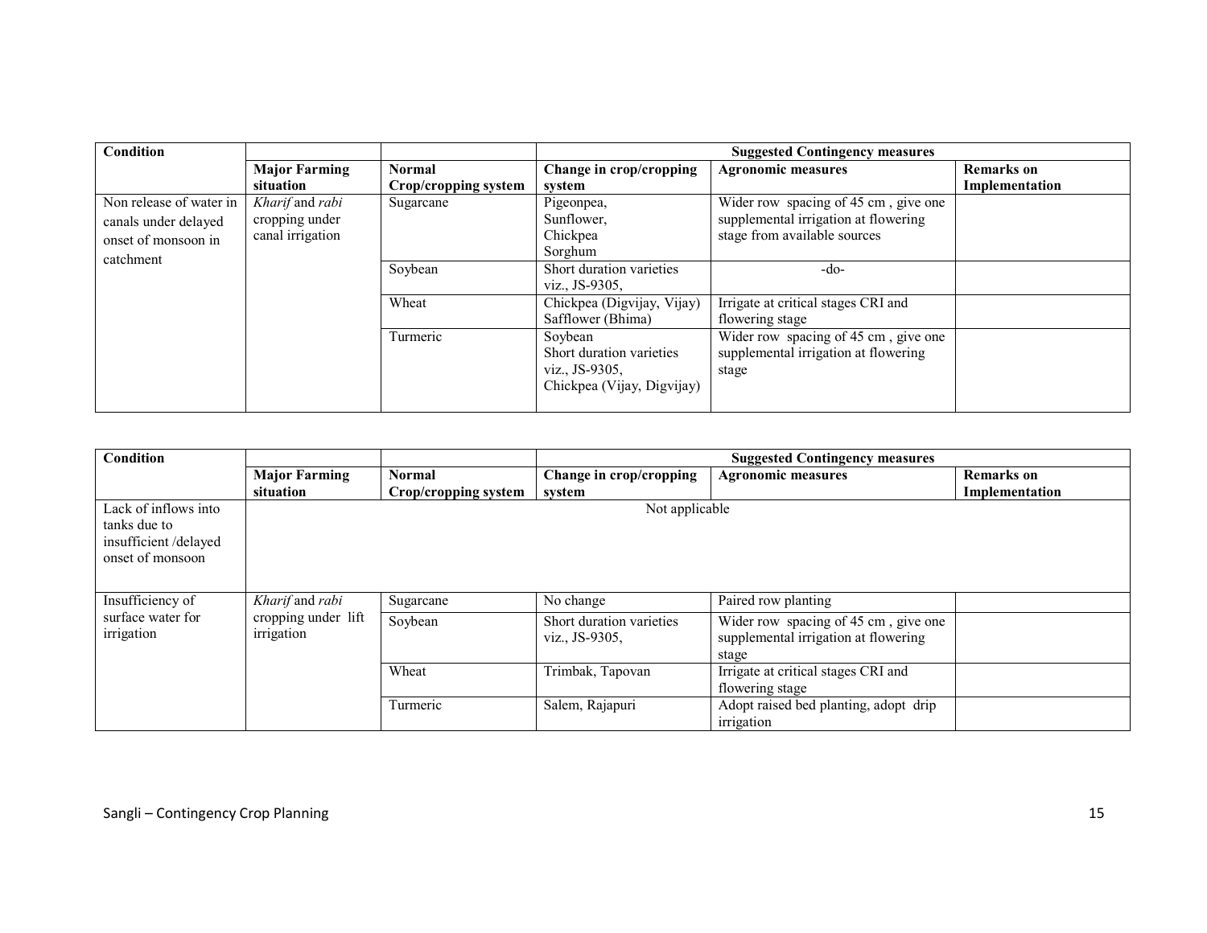| Condition | | | Suggested Contingency measures | | |
|---|---|---|---|---|---|
| | Major Farming situation | Normal Crop/cropping system | Change in crop/cropping system | Agronomic measures | Remarks on Implementation |
| Non release of water in canals under delayed onset of monsoon in catchment | *Kharif* and *rabi* cropping under canal irrigation | Sugarcane | Pigeonpea, Sunflower, Chickpea Sorghum | Wider row spacing of 45 cm , give one supplemental irrigation at flowering stage from available sources | |
| | | Soybean | Short duration varieties viz., JS-9305, | -do- | |
| | | Wheat | Chickpea (Digvijay, Vijay) Safflower (Bhima) | Irrigate at critical stages CRI and flowering stage | |
| | | Turmeric | Soybean Short duration varieties viz., JS-9305, Chickpea (Vijay, Digvijay) | Wider row spacing of 45 cm , give one supplemental irrigation at flowering stage | |

| Condition | | | Suggested Contingency measures | | |
|---|---|---|---|---|---|
| | Major Farming situation | Normal Crop/cropping system | Change in crop/cropping system | Agronomic measures | Remarks on Implementation |
| Lack of inflows into tanks due to insufficient /delayed onset of monsoon | Not applicable | | | | |
| Insufficiency of surface water for irrigation | *Kharif* and *rabi* cropping under lift irrigation | Sugarcane | No change | Paired row planting | |
| | | Soybean | Short duration varieties viz., JS-9305, | Wider row spacing of 45 cm , give one supplemental irrigation at flowering stage | |
| | | Wheat | Trimbak, Tapovan | Irrigate at critical stages CRI and flowering stage | |
| | | Turmeric | Salem, Rajapuri | Adopt raised bed planting, adopt drip irrigation | |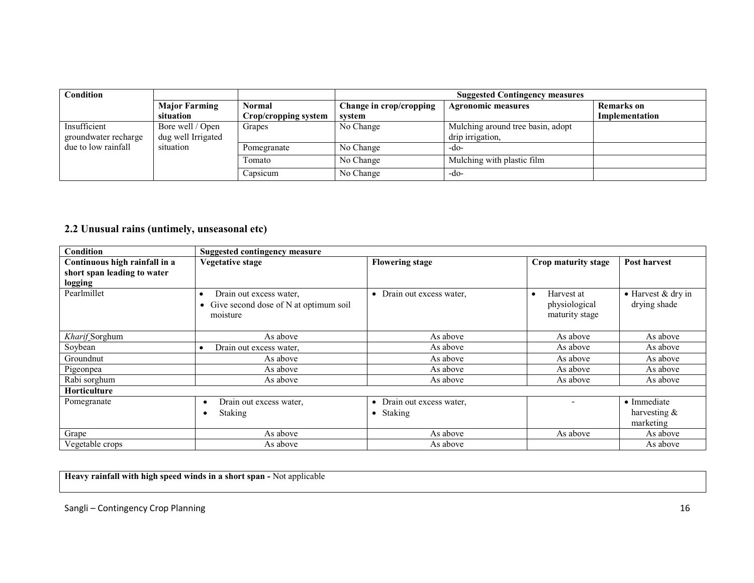| Condition | | | Suggested Contingency measures | | |
|---|---|---|---|---|---|
| | **Major Farming situation** | **Normal Crop/cropping system** | **Change in crop/cropping system** | **Agronomic measures** | **Remarks on Implementation** |
| Insufficient groundwater recharge due to low rainfall | Bore well / Open dug well Irrigated situation | Grapes | No Change | Mulching around tree basin, adopt drip irrigation, | |
| | | Pomegranate | No Change | -do- | |
| | | Tomato | No Change | Mulching with plastic film | |
| | | Capsicum | No Change | -do- | |

## 2.2 Unusual rains (untimely, unseasonal etc)

| Condition | Suggested contingency measure | | | |
|---|---|---|---|---|
| **Continuous high rainfall in a short span leading to water logging** | **Vegetative stage** | **Flowering stage** | **Crop maturity stage** | **Post harvest** |
| Pearlmillet | • Drain out excess water,<br>• Give second dose of N at optimum soil moisture | • Drain out excess water, | • Harvest at physiological maturity stage | • Harvest & dry in drying shade |
| *Kharif* Sorghum | As above | As above | As above | As above |
| Soybean | • Drain out excess water, | As above | As above | As above |
| Groundnut | As above | As above | As above | As above |
| Pigeonpea | As above | As above | As above | As above |
| Rabi sorghum | As above | As above | As above | As above |
| **Horticulture** | | | | |
| Pomegranate | • Drain out excess water,<br>• Staking | • Drain out excess water,<br>• Staking | - | • Immediate harvesting & marketing |
| Grape | As above | As above | As above | As above |
| Vegetable crops | As above | As above | | As above |

| **Heavy rainfall with high speed winds in a short span -** Not applicable |
|---|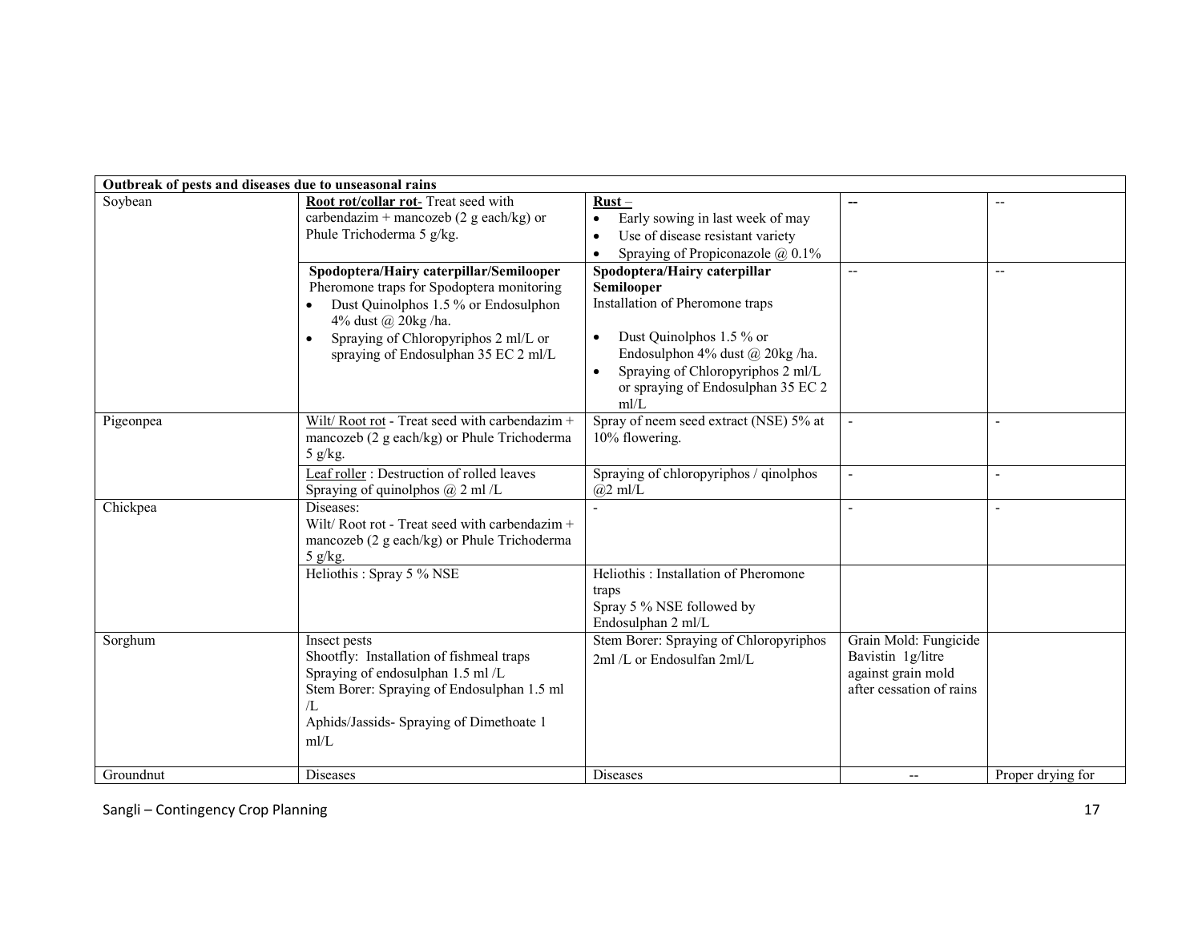| Outbreak of pests and diseases due to unseasonal rains | | | | |
|---|---|---|---|---|
| Soybean | **Root rot/collar rot**- Treat seed with carbendazim + mancozeb (2 g each/kg) or Phule Trichoderma 5 g/kg. | **Rust** – <br>• Early sowing in last week of may<br>• Use of disease resistant variety<br>• Spraying of Propiconazole @ 0.1% | -- | -- |
| | **Spodoptera/Hairy caterpillar/Semilooper** Pheromone traps for Spodoptera monitoring<br>• Dust Quinolphos 1.5 % or Endosulphon 4% dust @ 20kg /ha.<br>• Spraying of Chloropyriphos 2 ml/L or spraying of Endosulphan 35 EC 2 ml/L | **Spodoptera/Hairy caterpillar Semilooper** Installation of Pheromone traps<br>• Dust Quinolphos 1.5 % or Endosulphon 4% dust @ 20kg /ha.<br>• Spraying of Chloropyriphos 2 ml/L or spraying of Endosulphan 35 EC 2 ml/L | -- | -- |
| Pigeonpea | Wilt/ Root rot - Treat seed with carbendazim + mancozeb (2 g each/kg) or Phule Trichoderma 5 g/kg. | Spray of neem seed extract (NSE) 5% at 10% flowering. | - | - |
| | Leaf roller : Destruction of rolled leaves Spraying of quinolphos @ 2 ml /L | Spraying of chloropyriphos / qinolphos @2 ml/L | - | - |
| Chickpea | Diseases:<br>Wilt/ Root rot - Treat seed with carbendazim + mancozeb (2 g each/kg) or Phule Trichoderma 5 g/kg. | - | - | - |
| | Heliothis : Spray 5 % NSE | Heliothis : Installation of Pheromone traps<br>Spray 5 % NSE followed by Endosulphan 2 ml/L | | |
| Sorghum | Insect pests<br>Shootfly: Installation of fishmeal traps<br>Spraying of endosulphan 1.5 ml /L<br>Stem Borer: Spraying of Endosulphan 1.5 ml /L<br>Aphids/Jassids- Spraying of Dimethoate 1 ml/L | Stem Borer: Spraying of Chloropyriphos 2ml /L or Endosulfan 2ml/L | Grain Mold: Fungicide Bavistin 1g/litre against grain mold after cessation of rains | |
| Groundnut | Diseases | Diseases | -- | Proper drying for |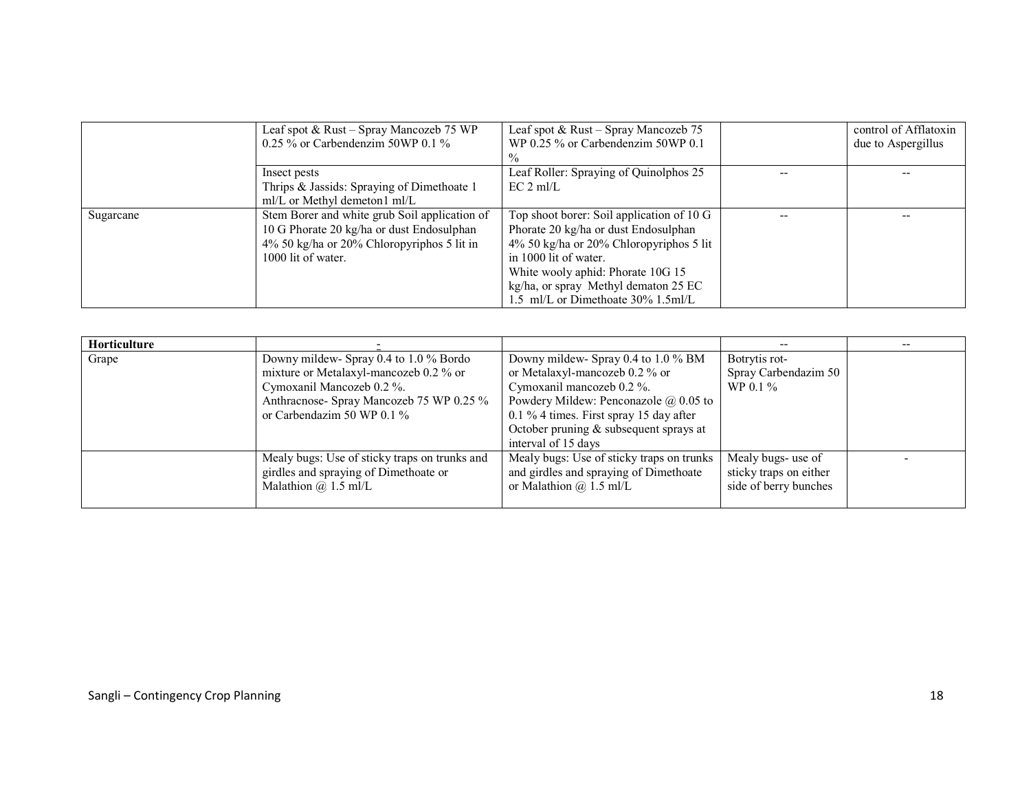| | | | | |
|---|---|---|---|---|
| | Leaf spot & Rust – Spray Mancozeb 75 WP 0.25 % or Carbendenzim 50WP 0.1 % | Leaf spot & Rust – Spray Mancozeb 75 WP 0.25 % or Carbendenzim 50WP 0.1 % | | control of Afflatoxin due to Aspergillus |
| | Insect pests<br>Thrips & Jassids: Spraying of Dimethoate 1 ml/L or Methyl demeton1 ml/L | Leaf Roller: Spraying of Quinolphos 25 EC 2 ml/L | -- | -- |
| Sugarcane | Stem Borer and white grub Soil application of 10 G Phorate 20 kg/ha or dust Endosulphan 4% 50 kg/ha or 20% Chloropyriphos 5 lit in 1000 lit of water. | Top shoot borer: Soil application of 10 G Phorate 20 kg/ha or dust Endosulphan 4% 50 kg/ha or 20% Chloropyriphos 5 lit in 1000 lit of water.<br>White wooly aphid: Phorate 10G 15 kg/ha, or spray Methyl dematon 25 EC 1.5 ml/L or Dimethoate 30% 1.5ml/L | -- | -- |

| **Horticulture** | - | | -- | -- |
|---|---|---|---|---|
| Grape | Downy mildew- Spray 0.4 to 1.0 % Bordo mixture or Metalaxyl-mancozeb 0.2 % or Cymoxanil Mancozeb 0.2 %.<br>Anthracnose- Spray Mancozeb 75 WP 0.25 % or Carbendazim 50 WP 0.1 % | Downy mildew- Spray 0.4 to 1.0 % BM or Metalaxyl-mancozeb 0.2 % or Cymoxanil mancozeb 0.2 %.<br>Powdery Mildew: Penconazole @ 0.05 to 0.1 % 4 times. First spray 15 day after October pruning & subsequent sprays at interval of 15 days | Botrytis rot-<br>Spray Carbendazim 50 WP 0.1 % | |
| | Mealy bugs: Use of sticky traps on trunks and girdles and spraying of Dimethoate or Malathion @ 1.5 ml/L | Mealy bugs: Use of sticky traps on trunks and girdles and spraying of Dimethoate or Malathion @ 1.5 ml/L | Mealy bugs- use of sticky traps on either side of berry bunches | - |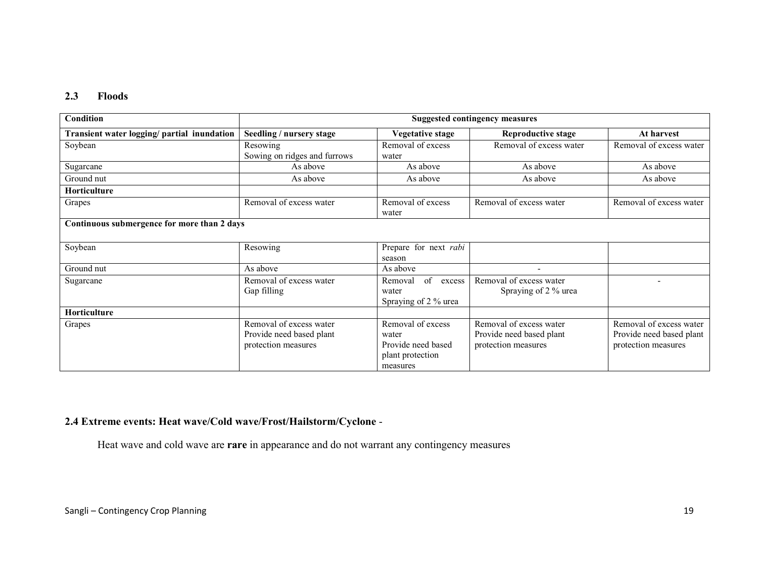### 2.3 Floods

| Condition | Suggested contingency measures | | | |
|---|---|---|---|---|
| **Transient water logging/ partial inundation** | **Seedling / nursery stage** | **Vegetative stage** | **Reproductive stage** | **At harvest** |
| Soybean | Resowing<br>Sowing on ridges and furrows | Removal of excess water | Removal of excess water | Removal of excess water |
| Sugarcane | As above | As above | As above | As above |
| Ground nut | As above | As above | As above | As above |
| **Horticulture** | | | | |
| Grapes | Removal of excess water | Removal of excess water | Removal of excess water | Removal of excess water |
| **Continuous submergence for more than 2 days** | | | | |
| Soybean | Resowing | Prepare for next *rabi* season | | |
| Ground nut | As above | As above | - | |
| Sugarcane | Removal of excess water<br>Gap filling | Removal of excess water<br>Spraying of 2 % urea | Removal of excess water<br>Spraying of 2 % urea | - |
| **Horticulture** | | | | |
| Grapes | Removal of excess water<br>Provide need based plant protection measures | Removal of excess water<br>Provide need based plant protection measures | Removal of excess water<br>Provide need based plant protection measures | Removal of excess water<br>Provide need based plant protection measures |

### 2.4 Extreme events: Heat wave/Cold wave/Frost/Hailstorm/Cyclone -

Heat wave and cold wave are **rare** in appearance and do not warrant any contingency measures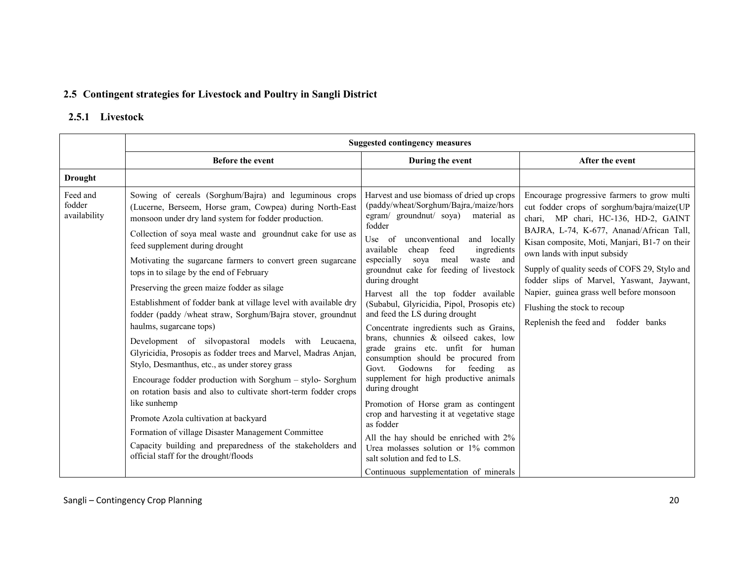## 2.5 Contingent strategies for Livestock and Poultry in Sangli District

### 2.5.1 Livestock

| | Suggested contingency measures | | |
|---|---|---|---|
| | **Before the event** | **During the event** | **After the event** |
| **Drought** | | | |
| Feed and fodder availability | Sowing of cereals (Sorghum/Bajra) and leguminous crops (Lucerne, Berseem, Horse gram, Cowpea) during North-East monsoon under dry land system for fodder production.<br>Collection of soya meal waste and groundnut cake for use as feed supplement during drought<br>Motivating the sugarcane farmers to convert green sugarcane tops in to silage by the end of February<br>Preserving the green maize fodder as silage<br>Establishment of fodder bank at village level with available dry fodder (paddy /wheat straw, Sorghum/Bajra stover, groundnut haulms, sugarcane tops)<br>Development of silvopastoral models with Leucaena, Glyricidia, Prosopis as fodder trees and Marvel, Madras Anjan, Stylo, Desmanthus, etc., as under storey grass<br>Encourage fodder production with Sorghum – stylo- Sorghum on rotation basis and also to cultivate short-term fodder crops like sunhemp<br>Promote Azola cultivation at backyard<br>Formation of village Disaster Management Committee<br>Capacity building and preparedness of the stakeholders and official staff for the drought/floods | Harvest and use biomass of dried up crops (paddy/wheat/Sorghum/Bajra,/maize/horsegram/ groundnut/ soya) material as fodder<br>Use of unconventional and locally available cheap feed ingredients especially soya meal waste and groundnut cake for feeding of livestock during drought<br>Harvest all the top fodder available (Subabul, Glyricidia, Pipol, Prosopis etc) and feed the LS during drought<br>Concentrate ingredients such as Grains, brans, chunnies & oilseed cakes, low grade grains etc. unfit for human consumption should be procured from Govt. Godowns for feeding as supplement for high productive animals during drought<br>Promotion of Horse gram as contingent crop and harvesting it at vegetative stage as fodder<br>All the hay should be enriched with 2% Urea molasses solution or 1% common salt solution and fed to LS.<br>Continuous supplementation of minerals | Encourage progressive farmers to grow multi cut fodder crops of sorghum/bajra/maize(UP chari, MP chari, HC-136, HD-2, GAINT BAJRA, L-74, K-677, Ananad/African Tall, Kisan composite, Moti, Manjari, B1-7 on their own lands with input subsidy<br>Supply of quality seeds of COFS 29, Stylo and fodder slips of Marvel, Yaswant, Jaywant, Napier, guinea grass well before monsoon<br>Flushing the stock to recoup<br>Replenish the feed and fodder banks |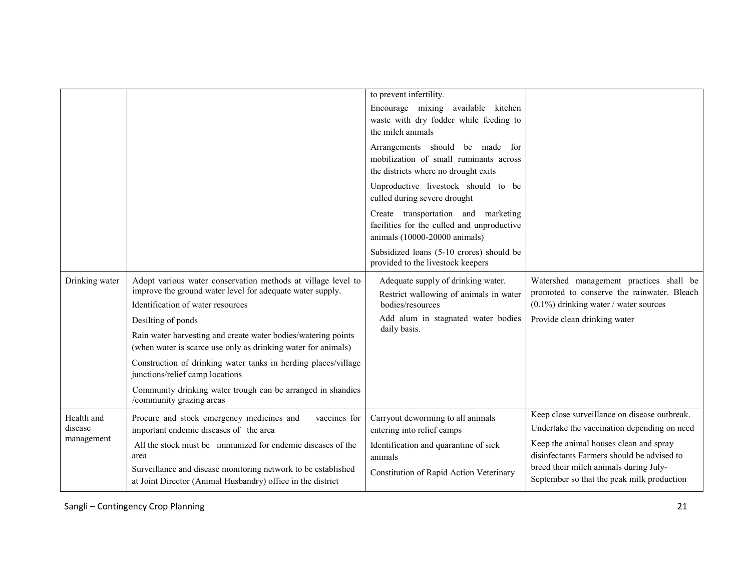| | | | |
|---|---|---|---|
| | | to prevent infertility.<br>Encourage mixing available kitchen waste with dry fodder while feeding to the milch animals<br>Arrangements should be made for mobilization of small ruminants across the districts where no drought exits<br>Unproductive livestock should to be culled during severe drought<br>Create transportation and marketing facilities for the culled and unproductive animals (10000-20000 animals)<br>Subsidized loans (5-10 crores) should be provided to the livestock keepers | |
| Drinking water | Adopt various water conservation methods at village level to improve the ground water level for adequate water supply.<br>Identification of water resources<br>Desilting of ponds<br>Rain water harvesting and create water bodies/watering points (when water is scarce use only as drinking water for animals)<br>Construction of drinking water tanks in herding places/village junctions/relief camp locations<br>Community drinking water trough can be arranged in shandies /community grazing areas | Adequate supply of drinking water.<br>Restrict wallowing of animals in water bodies/resources<br>Add alum in stagnated water bodies daily basis. | Watershed management practices shall be promoted to conserve the rainwater. Bleach (0.1%) drinking water / water sources<br>Provide clean drinking water |
| Health and disease management | Procure and stock emergency medicines and vaccines for important endemic diseases of the area<br>All the stock must be immunized for endemic diseases of the area<br>Surveillance and disease monitoring network to be established at Joint Director (Animal Husbandry) office in the district | Carryout deworming to all animals entering into relief camps<br>Identification and quarantine of sick animals<br>Constitution of Rapid Action Veterinary | Keep close surveillance on disease outbreak.<br>Undertake the vaccination depending on need<br>Keep the animal houses clean and spray disinfectants Farmers should be advised to breed their milch animals during July-September so that the peak milk production |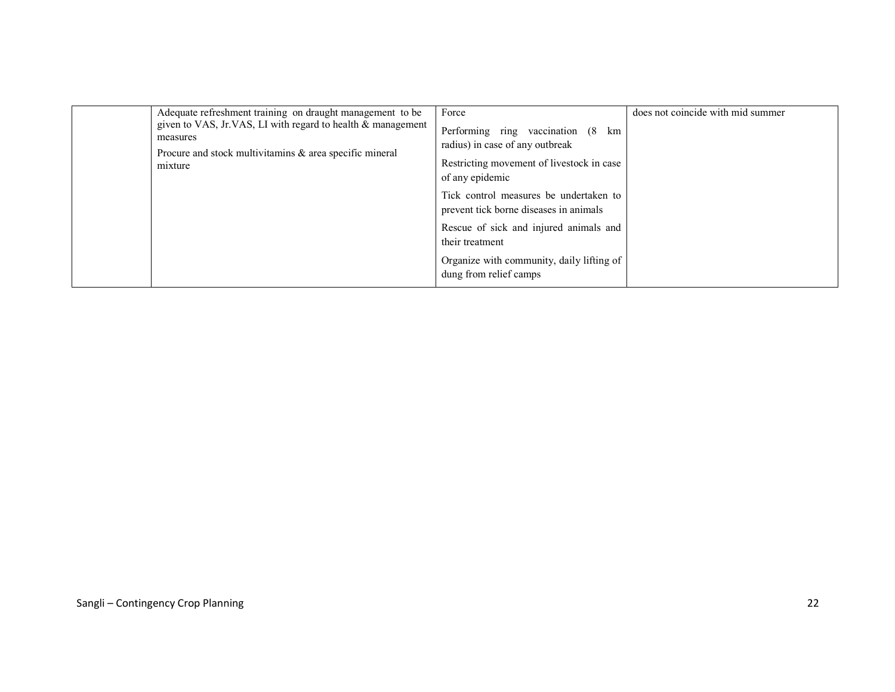| | | | |
|---|---|---|---|
| | Adequate refreshment training on draught management to be given to VAS, Jr.VAS, LI with regard to health & management measures<br><br>Procure and stock multivitamins & area specific mineral mixture | Force<br><br>Performing ring vaccination (8 km radius) in case of any outbreak<br><br>Restricting movement of livestock in case of any epidemic<br><br>Tick control measures be undertaken to prevent tick borne diseases in animals<br><br>Rescue of sick and injured animals and their treatment<br><br>Organize with community, daily lifting of dung from relief camps | does not coincide with mid summer |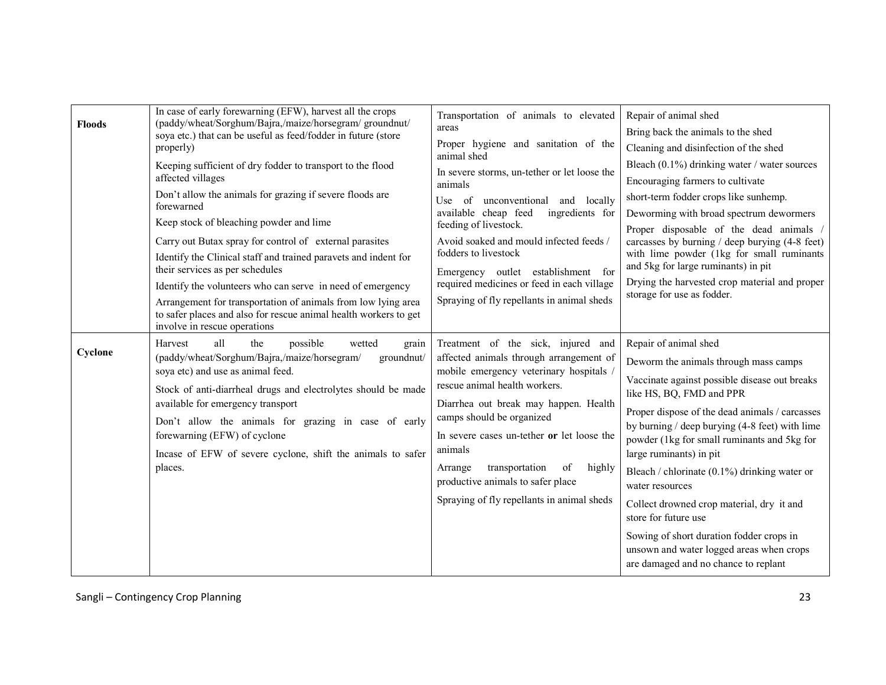| | | | |
|---|---|---|---|
| **Floods** | In case of early forewarning (EFW), harvest all the crops (paddy/wheat/Sorghum/Bajra,/maize/horsegram/ groundnut/ soya etc.) that can be useful as feed/fodder in future (store properly)<br>Keeping sufficient of dry fodder to transport to the flood affected villages<br>Don't allow the animals for grazing if severe floods are forewarned<br>Keep stock of bleaching powder and lime<br>Carry out Butax spray for control of external parasites<br>Identify the Clinical staff and trained paravets and indent for their services as per schedules<br>Identify the volunteers who can serve in need of emergency<br>Arrangement for transportation of animals from low lying area to safer places and also for rescue animal health workers to get involve in rescue operations | Transportation of animals to elevated areas<br>Proper hygiene and sanitation of the animal shed<br>In severe storms, un-tether or let loose the animals<br>Use of unconventional and locally available cheap feed ingredients for feeding of livestock.<br>Avoid soaked and mould infected feeds / fodders to livestock<br>Emergency outlet establishment for required medicines or feed in each village<br>Spraying of fly repellants in animal sheds | Repair of animal shed<br>Bring back the animals to the shed<br>Cleaning and disinfection of the shed<br>Bleach (0.1%) drinking water / water sources<br>Encouraging farmers to cultivate<br>short-term fodder crops like sunhemp.<br>Deworming with broad spectrum dewormers<br>Proper disposable of the dead animals / carcasses by burning / deep burying (4-8 feet) with lime powder (1kg for small ruminants and 5kg for large ruminants) in pit<br>Drying the harvested crop material and proper storage for use as fodder. |
| **Cyclone** | Harvest all the possible wetted grain (paddy/wheat/Sorghum/Bajra,/maize/horsegram/ groundnut/ soya etc) and use as animal feed.<br>Stock of anti-diarrheal drugs and electrolytes should be made available for emergency transport<br>Don't allow the animals for grazing in case of early forewarning (EFW) of cyclone<br>Incase of EFW of severe cyclone, shift the animals to safer places. | Treatment of the sick, injured and affected animals through arrangement of mobile emergency veterinary hospitals / rescue animal health workers.<br>Diarrhea out break may happen. Health camps should be organized<br>In severe cases un-tether **or** let loose the animals<br>Arrange transportation of highly productive animals to safer place<br>Spraying of fly repellants in animal sheds | Repair of animal shed<br>Deworm the animals through mass camps<br>Vaccinate against possible disease out breaks like HS, BQ, FMD and PPR<br>Proper dispose of the dead animals / carcasses by burning / deep burying (4-8 feet) with lime powder (1kg for small ruminants and 5kg for large ruminants) in pit<br>Bleach / chlorinate (0.1%) drinking water or water resources<br>Collect drowned crop material, dry it and store for future use<br>Sowing of short duration fodder crops in unsown and water logged areas when crops are damaged and no chance to replant |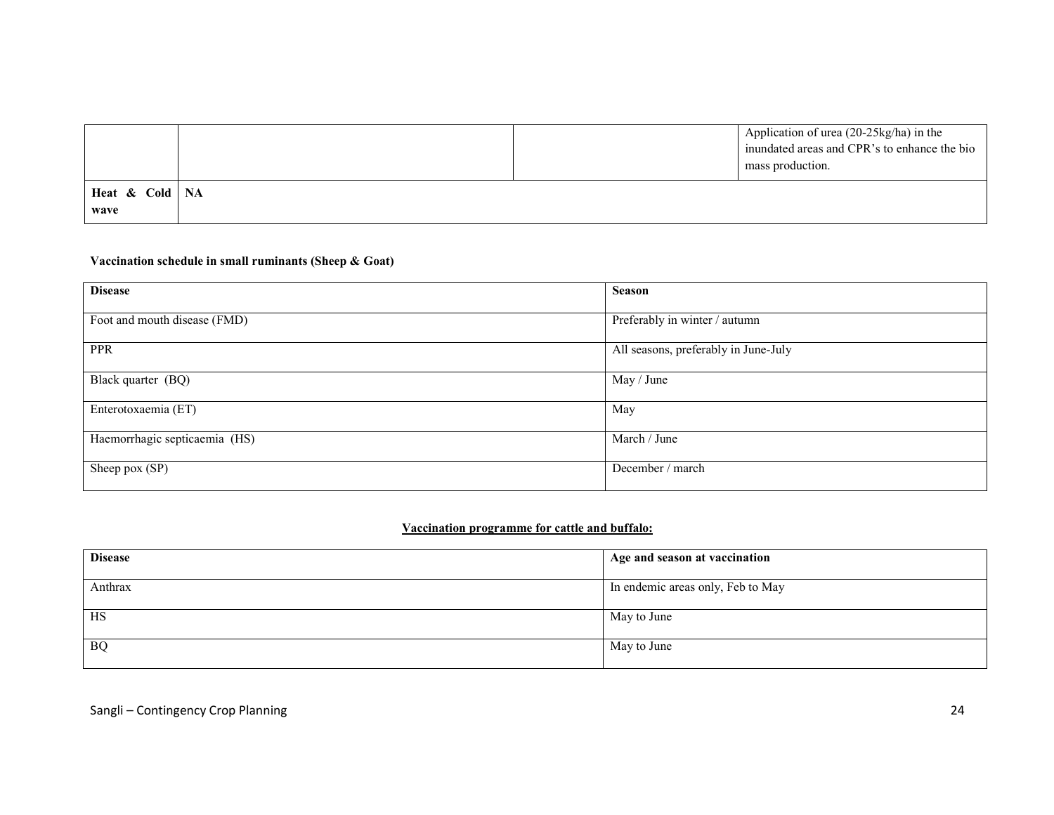| | | | |
|---|---|---|---|
| | | | Application of urea (20-25kg/ha) in the inundated areas and CPR's to enhance the bio mass production. |
| **Heat & Cold wave** | NA | | |

**Vaccination schedule in small ruminants (Sheep & Goat)**

| Disease | Season |
|---|---|
| Foot and mouth disease (FMD) | Preferably in winter / autumn |
| PPR | All seasons, preferably in June-July |
| Black quarter (BQ) | May / June |
| Enterotoxaemia (ET) | May |
| Haemorrhagic septicaemia (HS) | March / June |
| Sheep pox (SP) | December / march |

**Vaccination programme for cattle and buffalo:**

| Disease | Age and season at vaccination |
|---|---|
| Anthrax | In endemic areas only, Feb to May |
| HS | May to June |
| BQ | May to June |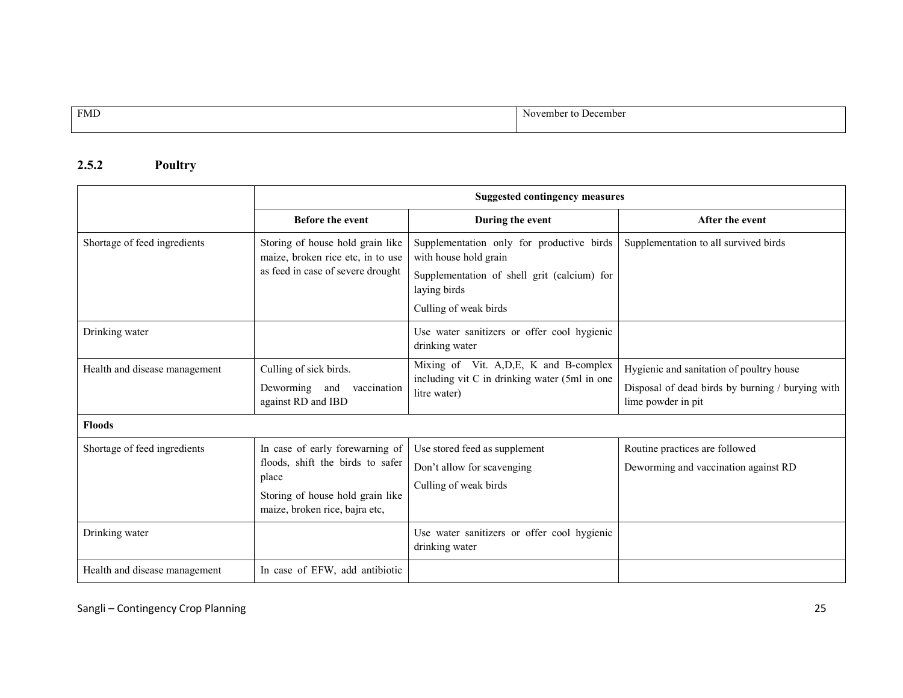| FMD | November to December |
|---|---|

### 2.5.2 Poultry

| | Suggested contingency measures | | |
|---|---|---|---|
| | **Before the event** | **During the event** | **After the event** |
| Shortage of feed ingredients | Storing of house hold grain like maize, broken rice etc, in to use as feed in case of severe drought | Supplementation only for productive birds with house hold grain<br>Supplementation of shell grit (calcium) for laying birds<br>Culling of weak birds | Supplementation to all survived birds |
| Drinking water | | Use water sanitizers or offer cool hygienic drinking water | |
| Health and disease management | Culling of sick birds.<br>Deworming and vaccination against RD and IBD | Mixing of Vit. A,D,E, K and B-complex including vit C in drinking water (5ml in one litre water) | Hygienic and sanitation of poultry house<br>Disposal of dead birds by burning / burying with lime powder in pit |
| **Floods** | | | |
| Shortage of feed ingredients | In case of early forewarning of floods, shift the birds to safer place<br>Storing of house hold grain like maize, broken rice, bajra etc, | Use stored feed as supplement<br>Don't allow for scavenging<br>Culling of weak birds | Routine practices are followed<br>Deworming and vaccination against RD |
| Drinking water | | Use water sanitizers or offer cool hygienic drinking water | |
| Health and disease management | In case of EFW, add antibiotic | | |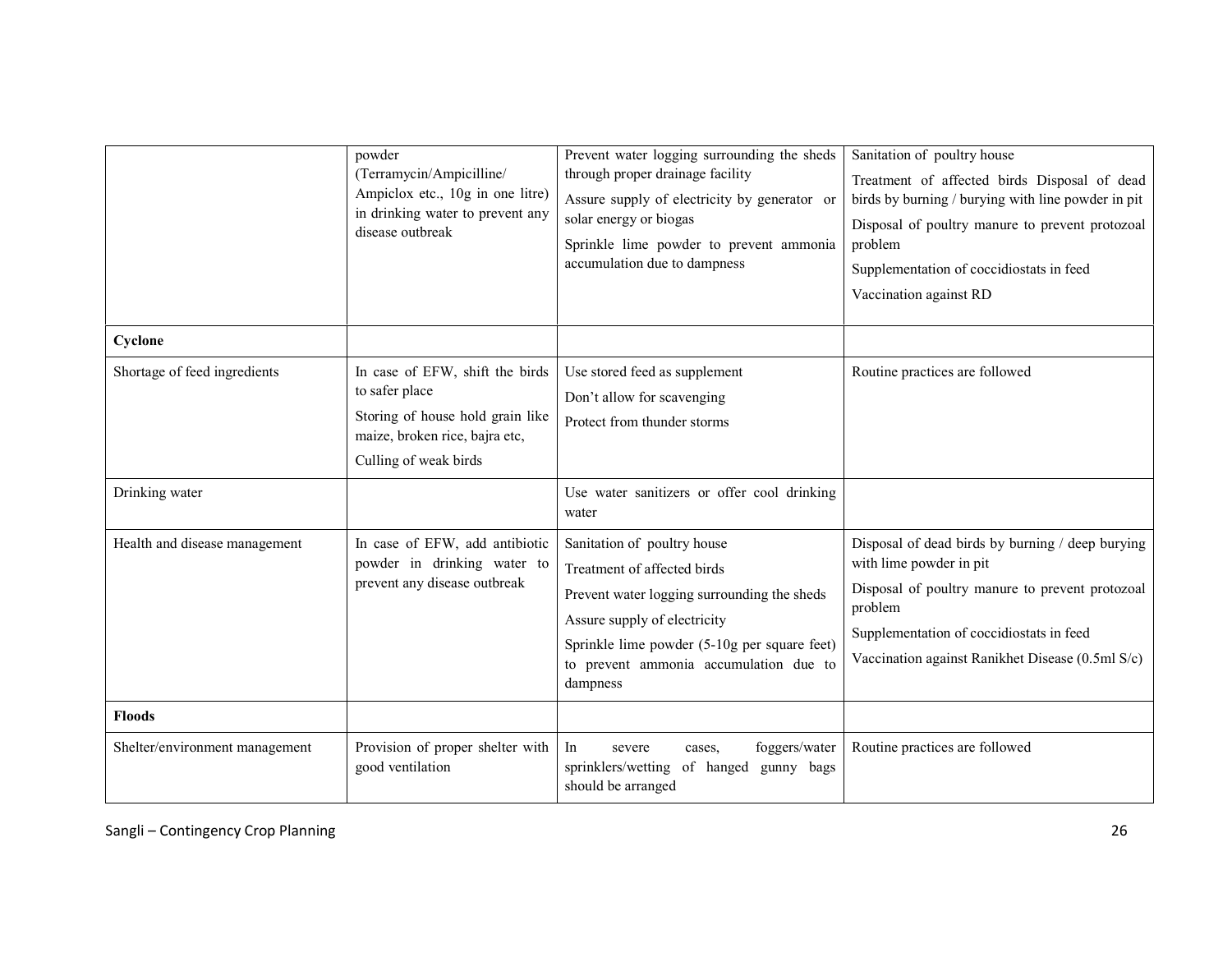| | | | |
|---|---|---|---|
| | powder (Terramycin/Ampicilline/ Ampiclox etc., 10g in one litre) in drinking water to prevent any disease outbreak | Prevent water logging surrounding the sheds through proper drainage facility<br>Assure supply of electricity by generator or solar energy or biogas<br>Sprinkle lime powder to prevent ammonia accumulation due to dampness | Sanitation of poultry house<br>Treatment of affected birds Disposal of dead birds by burning / burying with line powder in pit<br>Disposal of poultry manure to prevent protozoal problem<br>Supplementation of coccidiostats in feed<br>Vaccination against RD |
| **Cyclone** | | | |
| Shortage of feed ingredients | In case of EFW, shift the birds to safer place<br>Storing of house hold grain like maize, broken rice, bajra etc,<br>Culling of weak birds | Use stored feed as supplement<br>Don't allow for scavenging<br>Protect from thunder storms | Routine practices are followed |
| Drinking water | | Use water sanitizers or offer cool drinking water | |
| Health and disease management | In case of EFW, add antibiotic powder in drinking water to prevent any disease outbreak | Sanitation of poultry house<br>Treatment of affected birds<br>Prevent water logging surrounding the sheds<br>Assure supply of electricity<br>Sprinkle lime powder (5-10g per square feet) to prevent ammonia accumulation due to dampness | Disposal of dead birds by burning / deep burying with lime powder in pit<br>Disposal of poultry manure to prevent protozoal problem<br>Supplementation of coccidiostats in feed<br>Vaccination against Ranikhet Disease (0.5ml S/c) |
| **Floods** | | | |
| Shelter/environment management | Provision of proper shelter with good ventilation | In severe cases, foggers/water sprinklers/wetting of hanged gunny bags should be arranged | Routine practices are followed |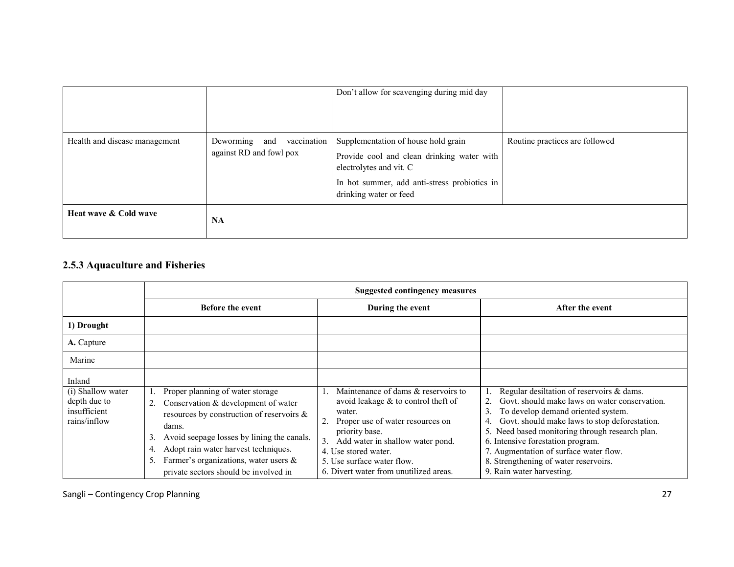| | | | |
|---|---|---|---|
| | | Don't allow for scavenging during mid day | |
| Health and disease management | Deworming and vaccination against RD and fowl pox | Supplementation of house hold grain<br>Provide cool and clean drinking water with electrolytes and vit. C<br>In hot summer, add anti-stress probiotics in drinking water or feed | Routine practices are followed |
| **Heat wave & Cold wave** | **NA** | | |

### 2.5.3 Aquaculture and Fisheries

| | Suggested contingency measures | | |
|---|---|---|---|
| | **Before the event** | **During the event** | **After the event** |
| **1) Drought** | | | |
| **A.** Capture | | | |
| Marine | | | |
| Inland | | | |
| (i) Shallow water depth due to insufficient rains/inflow | 1. Proper planning of water storage<br>2. Conservation & development of water resources by construction of reservoirs & dams.<br>3. Avoid seepage losses by lining the canals.<br>4. Adopt rain water harvest techniques.<br>5. Farmer's organizations, water users & private sectors should be involved in | 1. Maintenance of dams & reservoirs to avoid leakage & to control theft of water.<br>2. Proper use of water resources on priority base.<br>3. Add water in shallow water pond.<br>4. Use stored water.<br>5. Use surface water flow.<br>6. Divert water from unutilized areas. | 1. Regular desiltation of reservoirs & dams.<br>2. Govt. should make laws on water conservation.<br>3. To develop demand oriented system.<br>4. Govt. should make laws to stop deforestation.<br>5. Need based monitoring through research plan.<br>6. Intensive forestation program.<br>7. Augmentation of surface water flow.<br>8. Strengthening of water reservoirs.<br>9. Rain water harvesting. |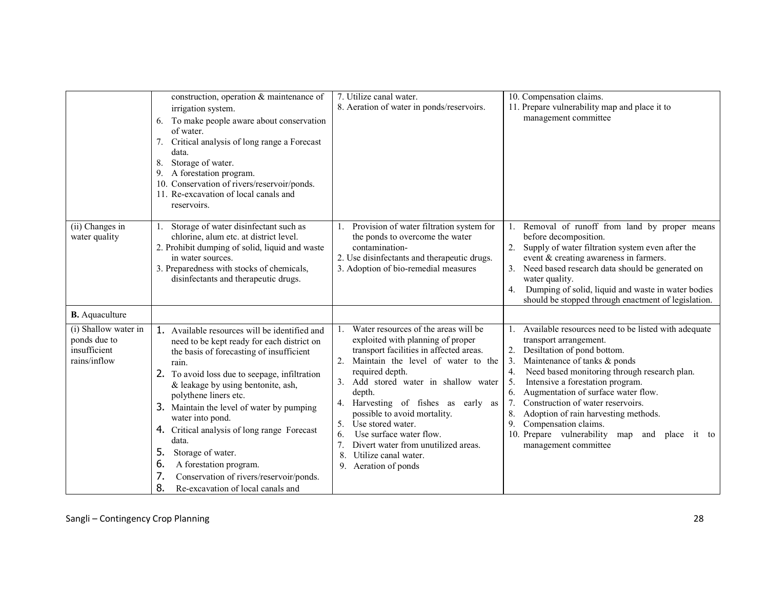| | | | |
|---|---|---|---|
| | construction, operation & maintenance of irrigation system.<br>6. To make people aware about conservation of water.<br>7. Critical analysis of long range a Forecast data.<br>8. Storage of water.<br>9. A forestation program.<br>10. Conservation of rivers/reservoir/ponds.<br>11. Re-excavation of local canals and reservoirs. | 7. Utilize canal water.<br>8. Aeration of water in ponds/reservoirs. | 10. Compensation claims.<br>11. Prepare vulnerability map and place it to management committee |
| (ii) Changes in water quality | 1. Storage of water disinfectant such as chlorine, alum etc. at district level.<br>2. Prohibit dumping of solid, liquid and waste in water sources.<br>3. Preparedness with stocks of chemicals, disinfectants and therapeutic drugs. | 1. Provision of water filtration system for the ponds to overcome the water contamination-<br>2. Use disinfectants and therapeutic drugs.<br>3. Adoption of bio-remedial measures | 1. Removal of runoff from land by proper means before decomposition.<br>2. Supply of water filtration system even after the event & creating awareness in farmers.<br>3. Need based research data should be generated on water quality.<br>4. Dumping of solid, liquid and waste in water bodies should be stopped through enactment of legislation. |
| **B.** Aquaculture | | | |
| (i) Shallow water in ponds due to insufficient rains/inflow | 1. Available resources will be identified and need to be kept ready for each district on the basis of forecasting of insufficient rain.<br>2. To avoid loss due to seepage, infiltration & leakage by using bentonite, ash, polythene liners etc.<br>3. Maintain the level of water by pumping water into pond.<br>4. Critical analysis of long range Forecast data.<br>5. Storage of water.<br>6. A forestation program.<br>7. Conservation of rivers/reservoir/ponds.<br>8. Re-excavation of local canals and | 1. Water resources of the areas will be exploited with planning of proper transport facilities in affected areas.<br>2. Maintain the level of water to the required depth.<br>3. Add stored water in shallow water depth.<br>4. Harvesting of fishes as early as possible to avoid mortality.<br>5. Use stored water.<br>6. Use surface water flow.<br>7. Divert water from unutilized areas.<br>8. Utilize canal water.<br>9. Aeration of ponds | 1. Available resources need to be listed with adequate transport arrangement.<br>2. Desiltation of pond bottom.<br>3. Maintenance of tanks & ponds<br>4. Need based monitoring through research plan.<br>5. Intensive a forestation program.<br>6. Augmentation of surface water flow.<br>7. Construction of water reservoirs.<br>8. Adoption of rain harvesting methods.<br>9. Compensation claims.<br>10. Prepare vulnerability map and place it to management committee |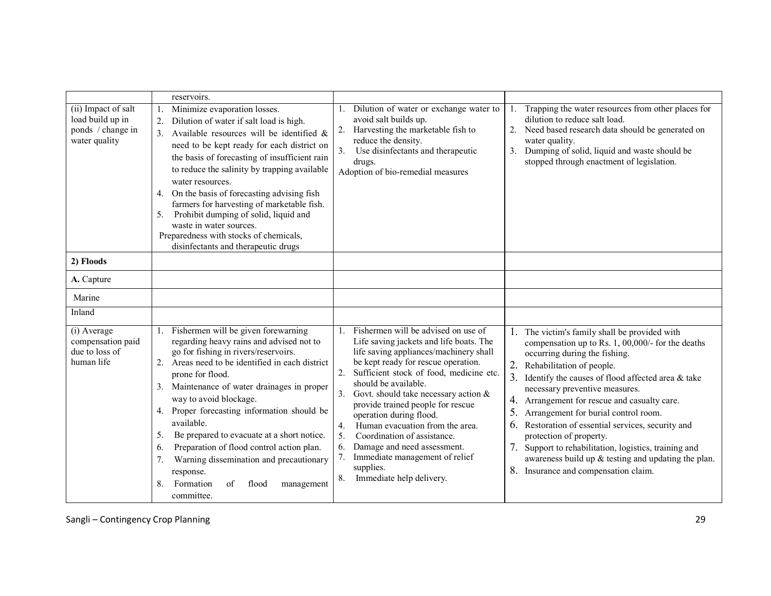| | | | |
|---|---|---|---|
| | reservoirs. | | |
| (ii) Impact of salt load build up in ponds / change in water quality | 1. Minimize evaporation losses.<br>2. Dilution of water if salt load is high.<br>3. Available resources will be identified & need to be kept ready for each district on the basis of forecasting of insufficient rain to reduce the salinity by trapping available water resources.<br>4. On the basis of forecasting advising fish farmers for harvesting of marketable fish.<br>5. Prohibit dumping of solid, liquid and waste in water sources.<br>Preparedness with stocks of chemicals, disinfectants and therapeutic drugs | 1. Dilution of water or exchange water to avoid salt builds up.<br>2. Harvesting the marketable fish to reduce the density.<br>3. Use disinfectants and therapeutic drugs.<br>Adoption of bio-remedial measures | 1. Trapping the water resources from other places for dilution to reduce salt load.<br>2. Need based research data should be generated on water quality.<br>3. Dumping of solid, liquid and waste should be stopped through enactment of legislation. |
| **2) Floods** | | | |
| **A.** Capture | | | |
| Marine | | | |
| Inland | | | |
| (i) Average compensation paid due to loss of human life | 1. Fishermen will be given forewarning regarding heavy rains and advised not to go for fishing in rivers/reservoirs.<br>2. Areas need to be identified in each district prone for flood.<br>3. Maintenance of water drainages in proper way to avoid blockage.<br>4. Proper forecasting information should be available.<br>5. Be prepared to evacuate at a short notice.<br>6. Preparation of flood control action plan.<br>7. Warning dissemination and precautionary response.<br>8. Formation of flood management committee. | 1. Fishermen will be advised on use of Life saving jackets and life boats. The life saving appliances/machinery shall be kept ready for rescue operation.<br>2. Sufficient stock of food, medicine etc. should be available.<br>3. Govt. should take necessary action & provide trained people for rescue operation during flood.<br>4. Human evacuation from the area.<br>5. Coordination of assistance.<br>6. Damage and need assessment.<br>7. Immediate management of relief supplies.<br>8. Immediate help delivery. | 1. The victim's family shall be provided with compensation up to Rs. 1, 00,000/- for the deaths occurring during the fishing.<br>2. Rehabilitation of people.<br>3. Identify the causes of flood affected area & take necessary preventive measures.<br>4. Arrangement for rescue and casualty care.<br>5. Arrangement for burial control room.<br>6. Restoration of essential services, security and protection of property.<br>7. Support to rehabilitation, logistics, training and awareness build up & testing and updating the plan.<br>8. Insurance and compensation claim. |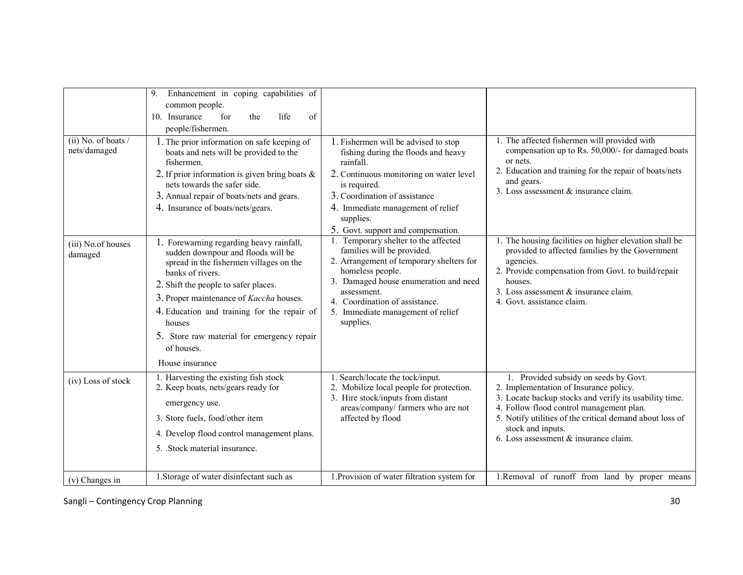| | | | |
|---|---|---|---|
| | 9. Enhancement in coping capabilities of common people.<br>10. Insurance for the life of people/fishermen. | | |
| (ii) No. of boats / nets/damaged | 1. The prior information on safe keeping of boats and nets will be provided to the fishermen.<br>2. If prior information is given bring boats & nets towards the safer side.<br>3. Annual repair of boats/nets and gears.<br>4. Insurance of boats/nets/gears. | 1. Fishermen will be advised to stop fishing during the floods and heavy rainfall.<br>2. Continuous monitoring on water level is required.<br>3. Coordination of assistance<br>4. Immediate management of relief supplies.<br>5. Govt. support and compensation. | 1. The affected fishermen will provided with compensation up to Rs. 50,000/- for damaged boats or nets.<br>2. Education and training for the repair of boats/nets and gears.<br>3. Loss assessment & insurance claim. |
| (iii) No.of houses damaged | 1. Forewarning regarding heavy rainfall, sudden downpour and floods will be spread in the fishermen villages on the banks of rivers.<br>2. Shift the people to safer places.<br>3. Proper maintenance of *Kaccha* houses.<br>4. Education and training for the repair of houses<br>5. Store raw material for emergency repair of houses.<br>House insurance | 1. Temporary shelter to the affected families will be provided.<br>2. Arrangement of temporary shelters for homeless people.<br>3. Damaged house enumeration and need assessment.<br>4. Coordination of assistance.<br>5. Immediate management of relief supplies. | 1. The housing facilities on higher elevation shall be provided to affected families by the Government agencies.<br>2. Provide compensation from Govt. to build/repair houses.<br>3. Loss assessment & insurance claim.<br>4. Govt. assistance claim. |
| (iv) Loss of stock | 1. Harvesting the existing fish stock<br>2. Keep boats, nets/gears ready for emergency use.<br>3. Store fuels, food/other item<br>4. Develop flood control management plans.<br>5. .Stock material insurance. | 1. Search/locate the tock/input.<br>2. Mobilize local people for protection.<br>3. Hire stock/inputs from distant areas/company/ farmers who are not affected by flood | 1. Provided subsidy on seeds by Govt.<br>2. Implementation of Insurance policy.<br>3. Locate backup stocks and verify its usability time.<br>4. Follow flood control management plan.<br>5. Notify utilities of the critical demand about loss of stock and inputs.<br>6. Loss assessment & insurance claim. |
| (v) Changes in | 1.Storage of water disinfectant such as | 1.Provision of water filtration system for | 1.Removal of runoff from land by proper means |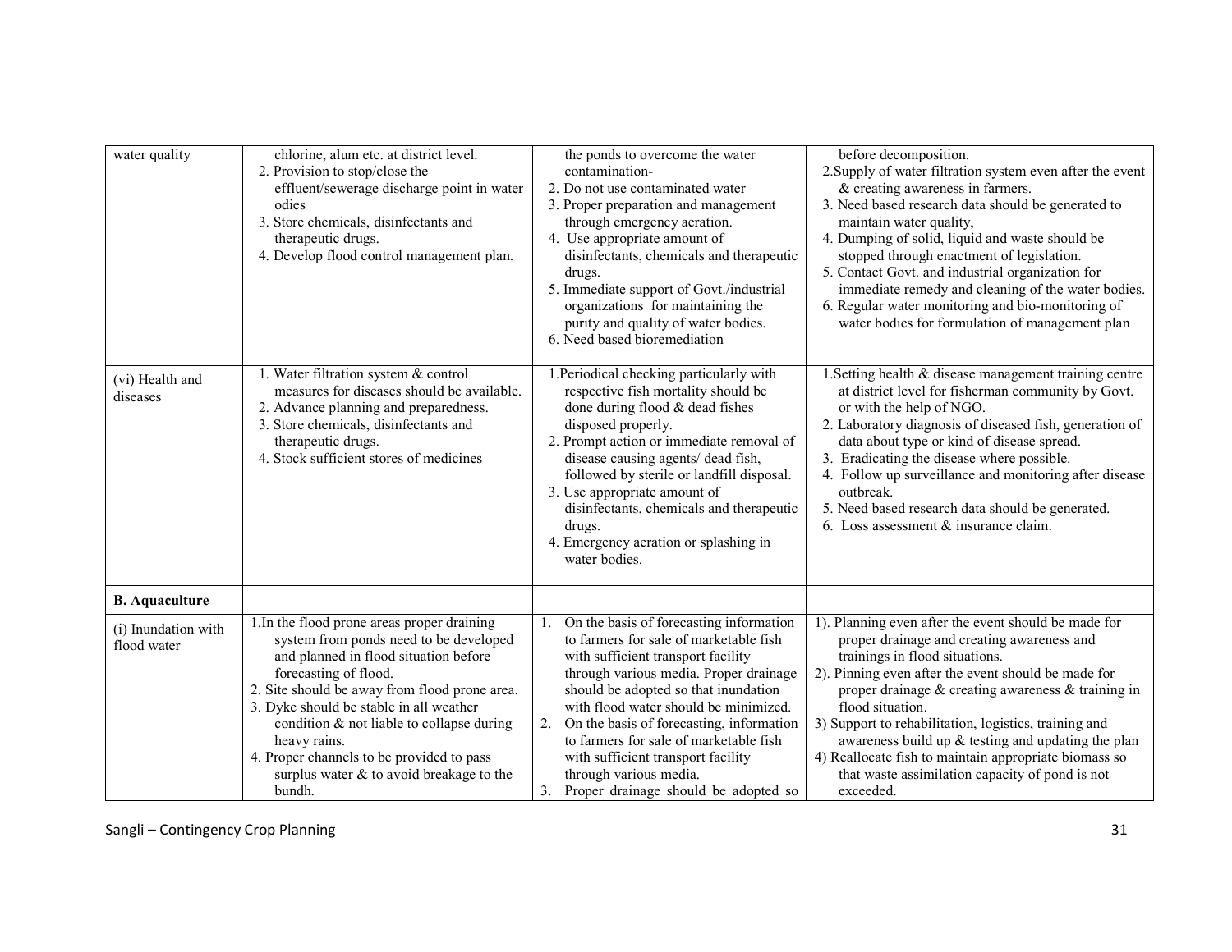| | | | |
|---|---|---|---|
| water quality | chlorine, alum etc. at district level.<br>2. Provision to stop/close the effluent/sewerage discharge point in water odies<br>3. Store chemicals, disinfectants and therapeutic drugs.<br>4. Develop flood control management plan. | the ponds to overcome the water contamination-<br>2. Do not use contaminated water<br>3. Proper preparation and management through emergency aeration.<br>4. Use appropriate amount of disinfectants, chemicals and therapeutic drugs.<br>5. Immediate support of Govt./industrial organizations for maintaining the purity and quality of water bodies.<br>6. Need based bioremediation | before decomposition.<br>2.Supply of water filtration system even after the event & creating awareness in farmers.<br>3. Need based research data should be generated to maintain water quality,<br>4. Dumping of solid, liquid and waste should be stopped through enactment of legislation.<br>5. Contact Govt. and industrial organization for immediate remedy and cleaning of the water bodies.<br>6. Regular water monitoring and bio-monitoring of water bodies for formulation of management plan |
| (vi) Health and diseases | 1. Water filtration system & control measures for diseases should be available.<br>2. Advance planning and preparedness.<br>3. Store chemicals, disinfectants and therapeutic drugs.<br>4. Stock sufficient stores of medicines | 1.Periodical checking particularly with respective fish mortality should be done during flood & dead fishes disposed properly.<br>2. Prompt action or immediate removal of disease causing agents/ dead fish, followed by sterile or landfill disposal.<br>3. Use appropriate amount of disinfectants, chemicals and therapeutic drugs.<br>4. Emergency aeration or splashing in water bodies. | 1.Setting health & disease management training centre at district level for fisherman community by Govt. or with the help of NGO.<br>2. Laboratory diagnosis of diseased fish, generation of data about type or kind of disease spread.<br>3. Eradicating the disease where possible.<br>4. Follow up surveillance and monitoring after disease outbreak.<br>5. Need based research data should be generated.<br>6. Loss assessment & insurance claim. |
| **B. Aquaculture** | | | |
| (i) Inundation with flood water | 1.In the flood prone areas proper draining system from ponds need to be developed and planned in flood situation before forecasting of flood.<br>2. Site should be away from flood prone area.<br>3. Dyke should be stable in all weather condition & not liable to collapse during heavy rains.<br>4. Proper channels to be provided to pass surplus water & to avoid breakage to the bundh. | 1. On the basis of forecasting information to farmers for sale of marketable fish with sufficient transport facility through various media. Proper drainage should be adopted so that inundation with flood water should be minimized.<br>2. On the basis of forecasting, information to farmers for sale of marketable fish with sufficient transport facility through various media.<br>3. Proper drainage should be adopted so | 1). Planning even after the event should be made for proper drainage and creating awareness and trainings in flood situations.<br>2). Pinning even after the event should be made for proper drainage & creating awareness & training in flood situation.<br>3) Support to rehabilitation, logistics, training and awareness build up & testing and updating the plan<br>4) Reallocate fish to maintain appropriate biomass so that waste assimilation capacity of pond is not exceeded. |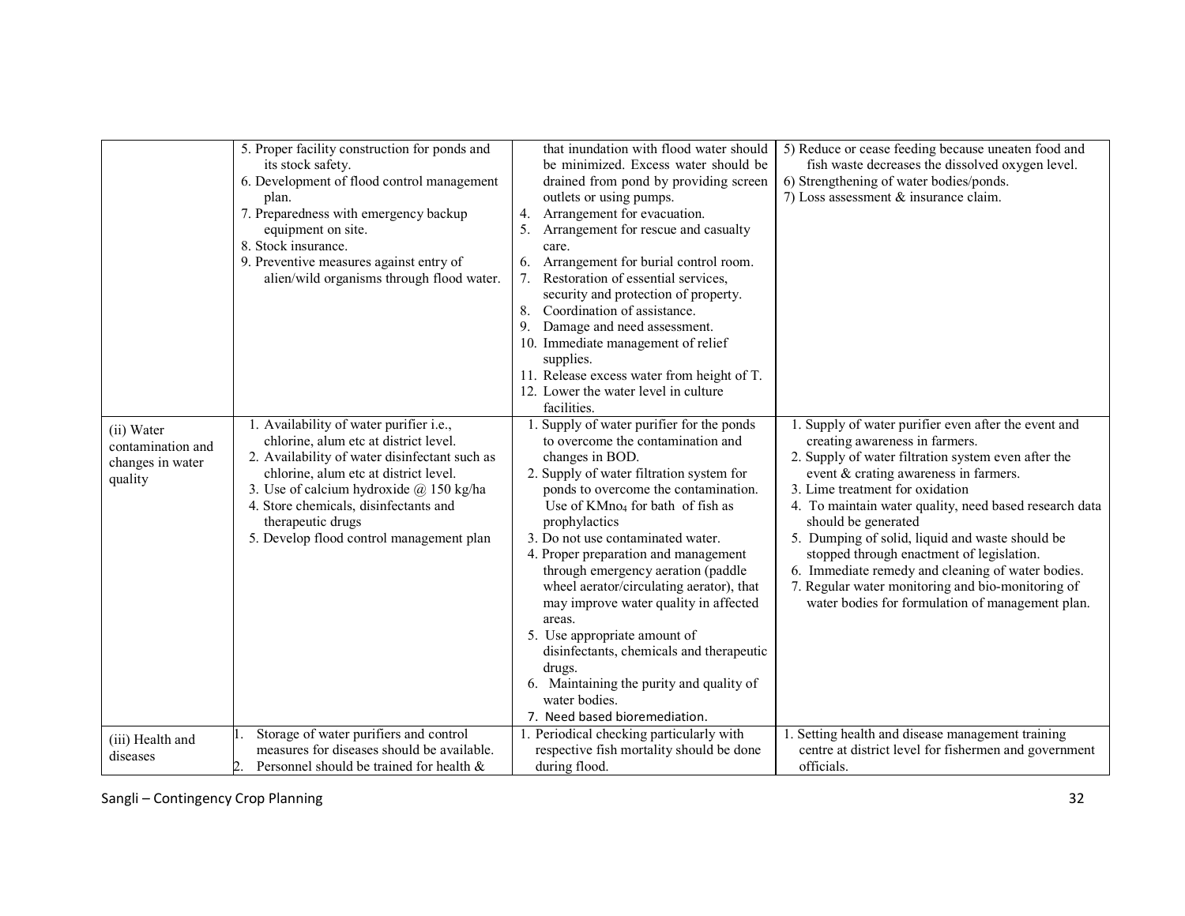| | | | |
|---|---|---|---|
| | 5. Proper facility construction for ponds and its stock safety.<br>6. Development of flood control management plan.<br>7. Preparedness with emergency backup equipment on site.<br>8. Stock insurance.<br>9. Preventive measures against entry of alien/wild organisms through flood water. | that inundation with flood water should be minimized. Excess water should be drained from pond by providing screen outlets or using pumps.<br>4. Arrangement for evacuation.<br>5. Arrangement for rescue and casualty care.<br>6. Arrangement for burial control room.<br>7. Restoration of essential services, security and protection of property.<br>8. Coordination of assistance.<br>9. Damage and need assessment.<br>10. Immediate management of relief supplies.<br>11. Release excess water from height of T.<br>12. Lower the water level in culture facilities. | 5) Reduce or cease feeding because uneaten food and fish waste decreases the dissolved oxygen level.<br>6) Strengthening of water bodies/ponds.<br>7) Loss assessment & insurance claim. |
| (ii) Water contamination and changes in water quality | 1. Availability of water purifier i.e., chlorine, alum etc at district level.<br>2. Availability of water disinfectant such as chlorine, alum etc at district level.<br>3. Use of calcium hydroxide @ 150 kg/ha<br>4. Store chemicals, disinfectants and therapeutic drugs<br>5. Develop flood control management plan | 1. Supply of water purifier for the ponds to overcome the contamination and changes in BOD.<br>2. Supply of water filtration system for ponds to overcome the contamination. Use of $KMno_4$ for bath of fish as prophylactics<br>3. Do not use contaminated water.<br>4. Proper preparation and management through emergency aeration (paddle wheel aerator/circulating aerator), that may improve water quality in affected areas.<br>5. Use appropriate amount of disinfectants, chemicals and therapeutic drugs.<br>6. Maintaining the purity and quality of water bodies.<br>7. Need based bioremediation. | 1. Supply of water purifier even after the event and creating awareness in farmers.<br>2. Supply of water filtration system even after the event & crating awareness in farmers.<br>3. Lime treatment for oxidation<br>4. To maintain water quality, need based research data should be generated<br>5. Dumping of solid, liquid and waste should be stopped through enactment of legislation.<br>6. Immediate remedy and cleaning of water bodies.<br>7. Regular water monitoring and bio-monitoring of water bodies for formulation of management plan. |
| (iii) Health and diseases | 1. Storage of water purifiers and control measures for diseases should be available.<br>2. Personnel should be trained for health & | 1. Periodical checking particularly with respective fish mortality should be done during flood. | 1. Setting health and disease management training centre at district level for fishermen and government officials. |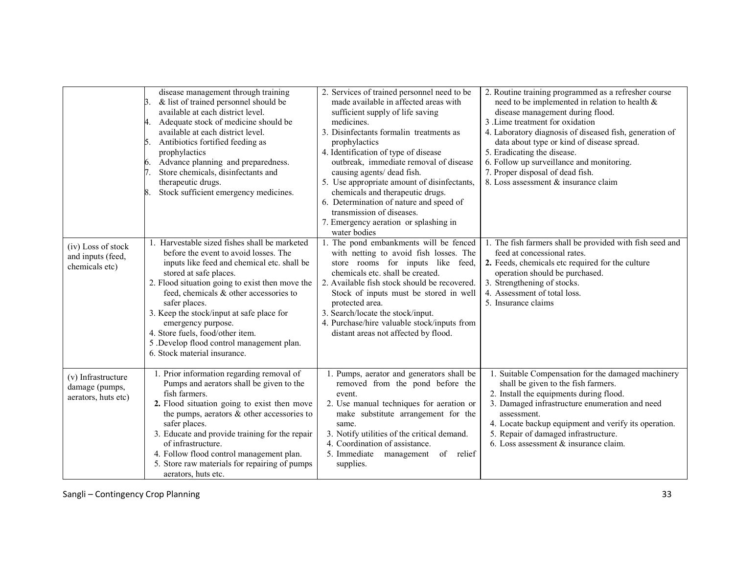| | | | |
|---|---|---|---|
| | disease management through training<br>3. & list of trained personnel should be available at each district level.<br>4. Adequate stock of medicine should be available at each district level.<br>5. Antibiotics fortified feeding as prophylactics<br>6. Advance planning and preparedness.<br>7. Store chemicals, disinfectants and therapeutic drugs.<br>8. Stock sufficient emergency medicines. | 2. Services of trained personnel need to be made available in affected areas with sufficient supply of life saving medicines.<br>3. Disinfectants formalin treatments as prophylactics<br>4. Identification of type of disease outbreak, immediate removal of disease causing agents/ dead fish.<br>5. Use appropriate amount of disinfectants, chemicals and therapeutic drugs.<br>6. Determination of nature and speed of transmission of diseases.<br>7. Emergency aeration or splashing in water bodies | 2. Routine training programmed as a refresher course need to be implemented in relation to health & disease management during flood.<br>3 .Lime treatment for oxidation<br>4. Laboratory diagnosis of diseased fish, generation of data about type or kind of disease spread.<br>5. Eradicating the disease.<br>6. Follow up surveillance and monitoring.<br>7. Proper disposal of dead fish.<br>8. Loss assessment & insurance claim |
| (iv) Loss of stock and inputs (feed, chemicals etc) | 1. Harvestable sized fishes shall be marketed before the event to avoid losses. The inputs like feed and chemical etc. shall be stored at safe places.<br>2. Flood situation going to exist then move the feed, chemicals & other accessories to safer places.<br>3. Keep the stock/input at safe place for emergency purpose.<br>4. Store fuels, food/other item.<br>5 .Develop flood control management plan.<br>6. Stock material insurance. | 1. The pond embankments will be fenced with netting to avoid fish losses. The store rooms for inputs like feed, chemicals etc. shall be created.<br>2. Available fish stock should be recovered. Stock of inputs must be stored in well protected area.<br>3. Search/locate the stock/input.<br>4. Purchase/hire valuable stock/inputs from distant areas not affected by flood. | 1. The fish farmers shall be provided with fish seed and feed at concessional rates.<br>**2.** Feeds, chemicals etc required for the culture operation should be purchased.<br>3. Strengthening of stocks.<br>4. Assessment of total loss.<br>5. Insurance claims |
| (v) Infrastructure damage (pumps, aerators, huts etc) | 1. Prior information regarding removal of Pumps and aerators shall be given to the fish farmers.<br>**2.** Flood situation going to exist then move the pumps, aerators & other accessories to safer places.<br>3. Educate and provide training for the repair of infrastructure.<br>4. Follow flood control management plan.<br>5. Store raw materials for repairing of pumps aerators, huts etc. | 1. Pumps, aerator and generators shall be removed from the pond before the event.<br>2. Use manual techniques for aeration or make substitute arrangement for the same.<br>3. Notify utilities of the critical demand.<br>4. Coordination of assistance.<br>5. Immediate management of relief supplies. | 1. Suitable Compensation for the damaged machinery shall be given to the fish farmers.<br>2. Install the equipments during flood.<br>3. Damaged infrastructure enumeration and need assessment.<br>4. Locate backup equipment and verify its operation.<br>5. Repair of damaged infrastructure.<br>6. Loss assessment & insurance claim. |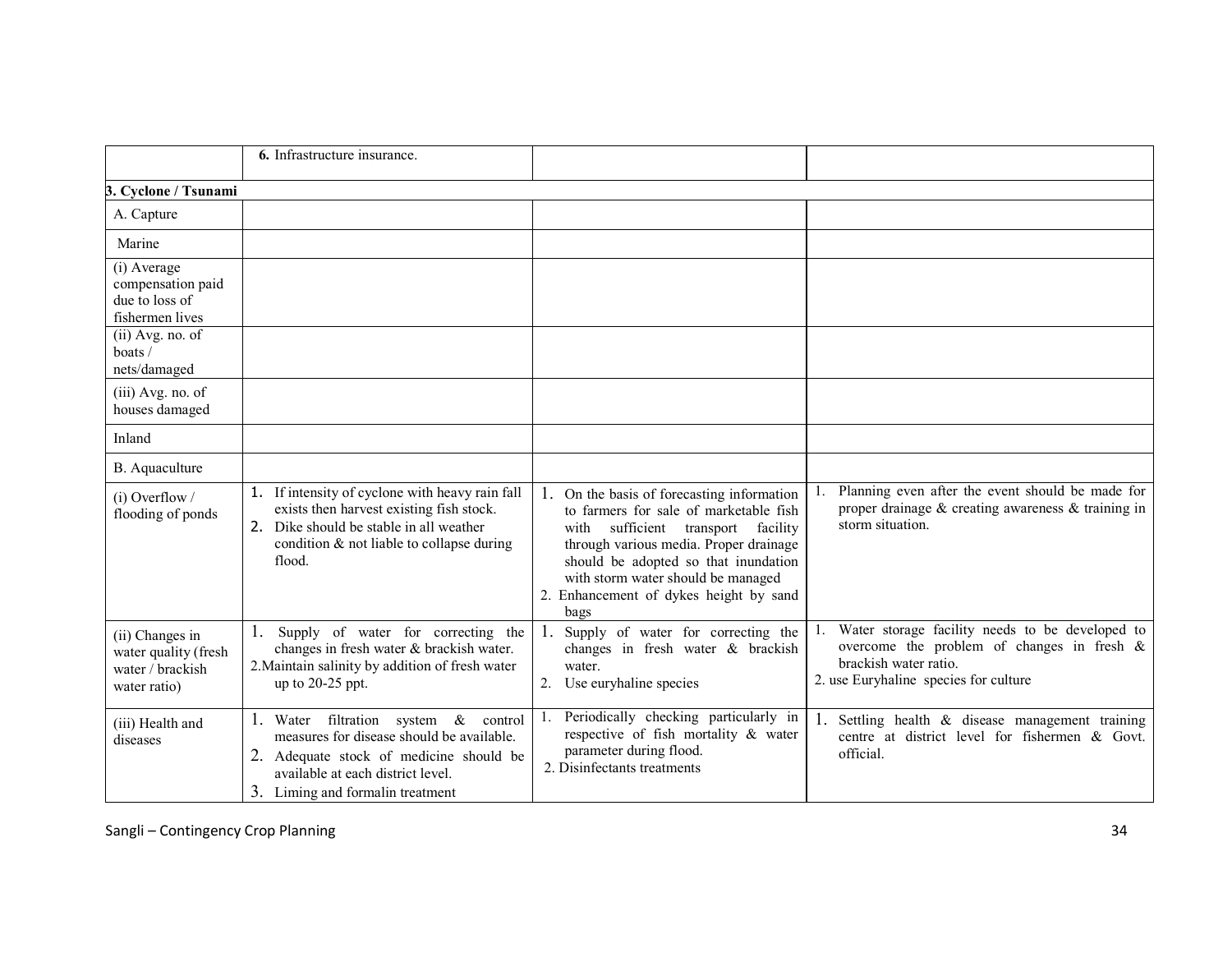| | | | |
|---|---|---|---|
| | **6.** Infrastructure insurance. | | |
| **3. Cyclone / Tsunami** | | | |
| A. Capture | | | |
| Marine | | | |
| (i) Average compensation paid due to loss of fishermen lives | | | |
| (ii) Avg. no. of boats / nets/damaged | | | |
| (iii) Avg. no. of houses damaged | | | |
| Inland | | | |
| B. Aquaculture | | | |
| (i) Overflow / flooding of ponds | 1. If intensity of cyclone with heavy rain fall exists then harvest existing fish stock.<br>2. Dike should be stable in all weather condition & not liable to collapse during flood. | 1. On the basis of forecasting information to farmers for sale of marketable fish with sufficient transport facility through various media. Proper drainage should be adopted so that inundation with storm water should be managed<br>2. Enhancement of dykes height by sand bags | 1. Planning even after the event should be made for proper drainage & creating awareness & training in storm situation. |
| (ii) Changes in water quality (fresh water / brackish water ratio) | 1. Supply of water for correcting the changes in fresh water & brackish water.<br>2. Maintain salinity by addition of fresh water up to 20-25 ppt. | 1. Supply of water for correcting the changes in fresh water & brackish water.<br>2. Use euryhaline species | 1. Water storage facility needs to be developed to overcome the problem of changes in fresh & brackish water ratio.<br>2. use Euryhaline species for culture |
| (iii) Health and diseases | 1. Water filtration system & control measures for disease should be available.<br>2. Adequate stock of medicine should be available at each district level.<br>3. Liming and formalin treatment | 1. Periodically checking particularly in respective of fish mortality & water parameter during flood.<br>2. Disinfectants treatments | 1. Settling health & disease management training centre at district level for fishermen & Govt. official. |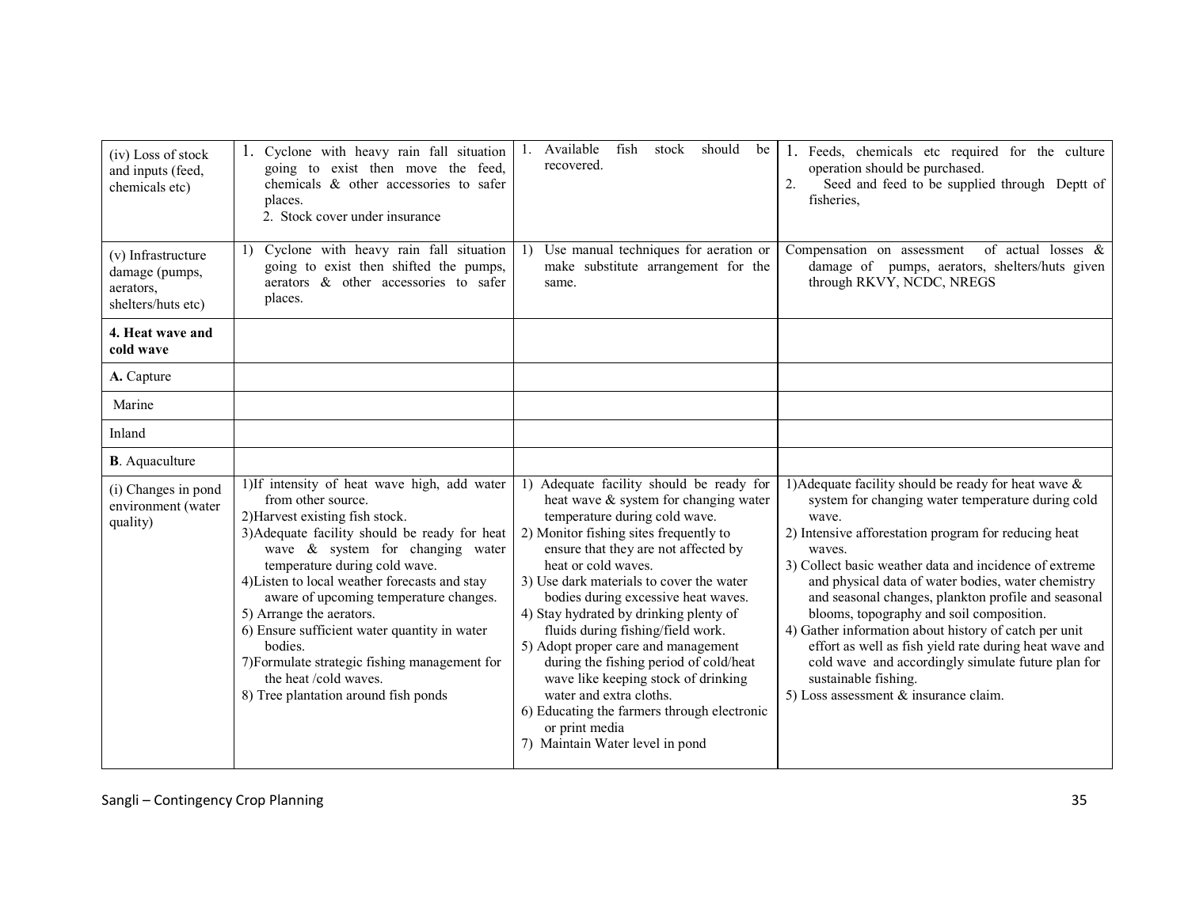| | | | |
|---|---|---|---|
| (iv) Loss of stock and inputs (feed, chemicals etc) | 1. Cyclone with heavy rain fall situation going to exist then move the feed, chemicals & other accessories to safer places.<br>2. Stock cover under insurance | 1. Available fish stock should be recovered. | 1. Feeds, chemicals etc required for the culture operation should be purchased.<br>2. Seed and feed to be supplied through Deptt of fisheries, |
| (v) Infrastructure damage (pumps, aerators, shelters/huts etc) | 1) Cyclone with heavy rain fall situation going to exist then shifted the pumps, aerators & other accessories to safer places. | 1) Use manual techniques for aeration or make substitute arrangement for the same. | Compensation on assessment of actual losses & damage of pumps, aerators, shelters/huts given through RKVY, NCDC, NREGS |
| **4. Heat wave and cold wave** | | | |
| **A.** Capture | | | |
| Marine | | | |
| Inland | | | |
| **B**. Aquaculture | | | |
| (i) Changes in pond environment (water quality) | 1)If intensity of heat wave high, add water from other source.<br>2)Harvest existing fish stock.<br>3)Adequate facility should be ready for heat wave & system for changing water temperature during cold wave.<br>4)Listen to local weather forecasts and stay aware of upcoming temperature changes.<br>5) Arrange the aerators.<br>6) Ensure sufficient water quantity in water bodies.<br>7)Formulate strategic fishing management for the heat /cold waves.<br>8) Tree plantation around fish ponds | 1) Adequate facility should be ready for heat wave & system for changing water temperature during cold wave.<br>2) Monitor fishing sites frequently to ensure that they are not affected by heat or cold waves.<br>3) Use dark materials to cover the water bodies during excessive heat waves.<br>4) Stay hydrated by drinking plenty of fluids during fishing/field work.<br>5) Adopt proper care and management during the fishing period of cold/heat wave like keeping stock of drinking water and extra cloths.<br>6) Educating the farmers through electronic or print media<br>7) Maintain Water level in pond | 1)Adequate facility should be ready for heat wave & system for changing water temperature during cold wave.<br>2) Intensive afforestation program for reducing heat waves.<br>3) Collect basic weather data and incidence of extreme and physical data of water bodies, water chemistry and seasonal changes, plankton profile and seasonal blooms, topography and soil composition.<br>4) Gather information about history of catch per unit effort as well as fish yield rate during heat wave and cold wave and accordingly simulate future plan for sustainable fishing.<br>5) Loss assessment & insurance claim. |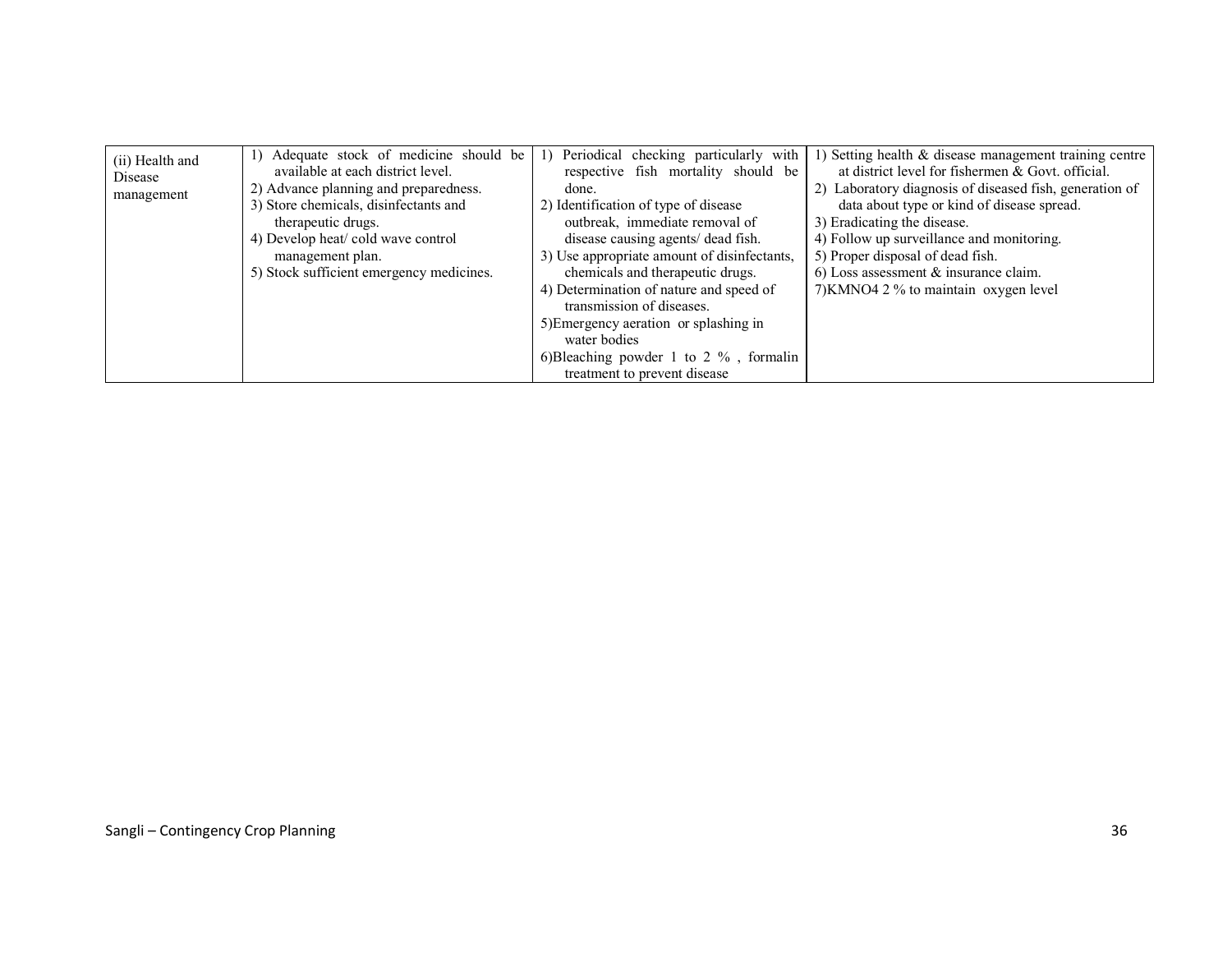| | | | |
|---|---|---|---|
| (ii) Health and Disease management | 1) Adequate stock of medicine should be available at each district level.<br>2) Advance planning and preparedness.<br>3) Store chemicals, disinfectants and therapeutic drugs.<br>4) Develop heat/ cold wave control management plan.<br>5) Stock sufficient emergency medicines. | 1) Periodical checking particularly with respective fish mortality should be done.<br>2) Identification of type of disease outbreak, immediate removal of disease causing agents/ dead fish.<br>3) Use appropriate amount of disinfectants, chemicals and therapeutic drugs.<br>4) Determination of nature and speed of transmission of diseases.<br>5)Emergency aeration or splashing in water bodies<br>6)Bleaching powder 1 to 2 % , formalin treatment to prevent disease | 1) Setting health & disease management training centre at district level for fishermen & Govt. official.<br>2) Laboratory diagnosis of diseased fish, generation of data about type or kind of disease spread.<br>3) Eradicating the disease.<br>4) Follow up surveillance and monitoring.<br>5) Proper disposal of dead fish.<br>6) Loss assessment & insurance claim.<br>7)$KMNO_4$ 2 % to maintain oxygen level |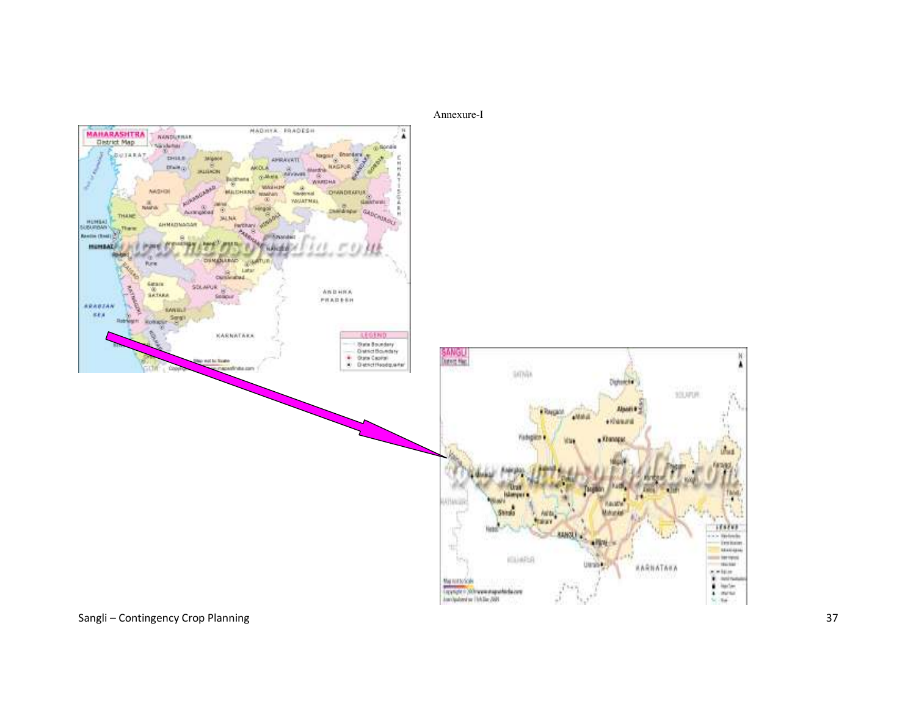Annexure-I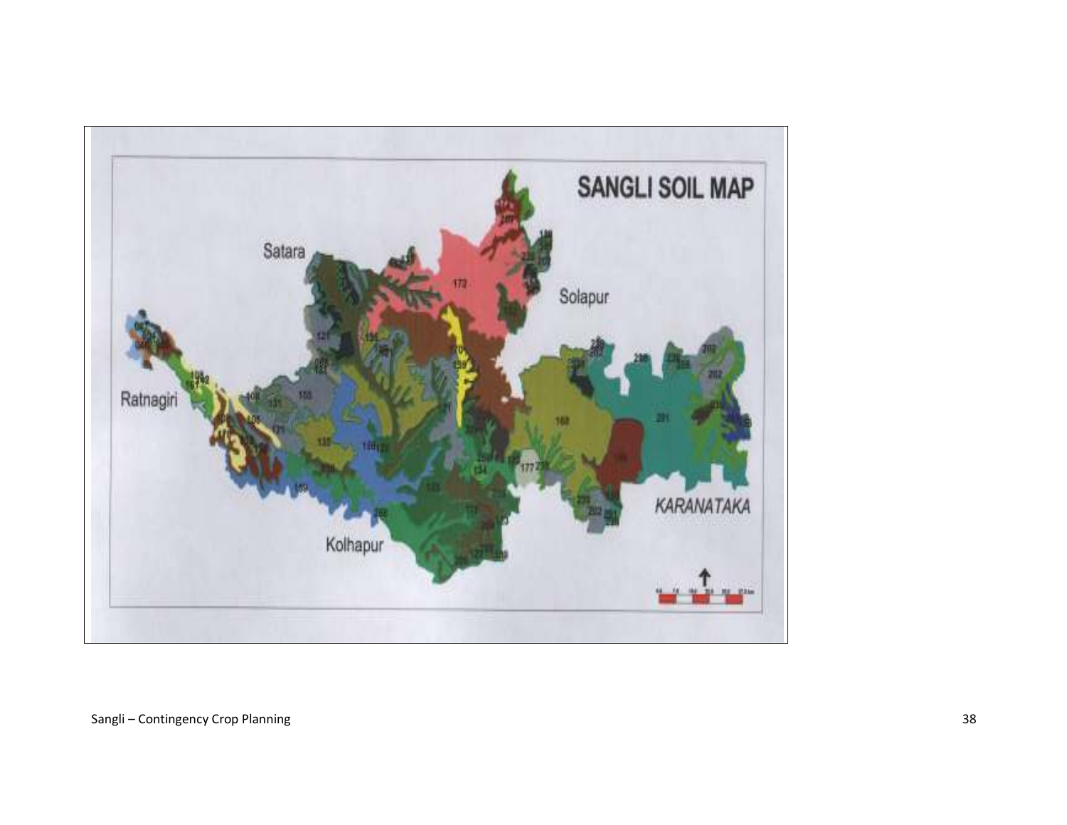SANGLI SOIL MAP

Satara

Solapur

Ratnagiri

Kolhapur

KARANATAKA